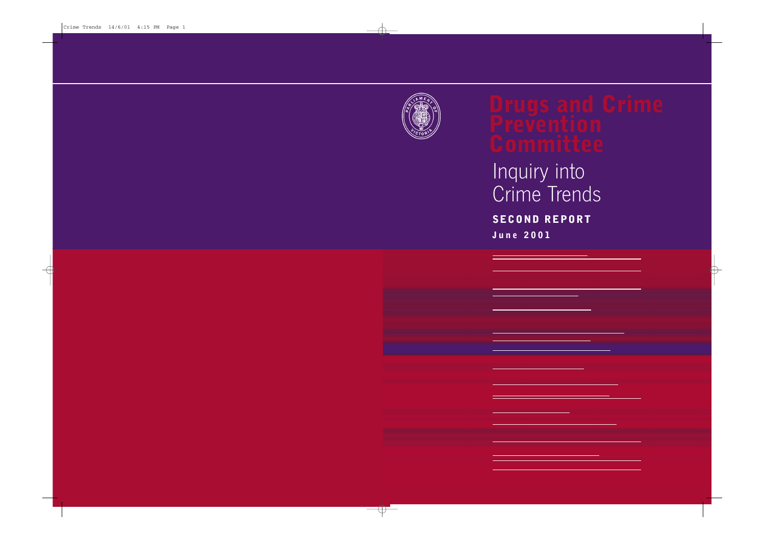# Drugs and Crime Prevention Committee

## Inquiry into Crime Trends

**SECOND REPORT**

**June 2001**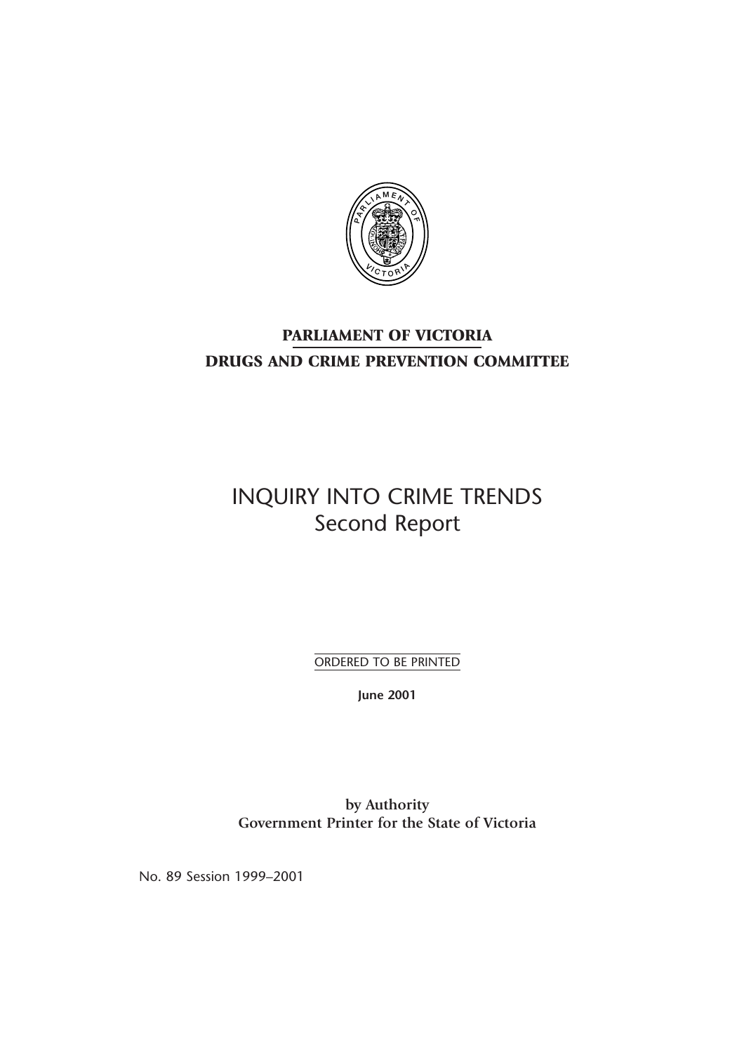**PARLIAMENT OF VICTORIA**

**DRUGS AND CRIME PREVENTION COMMITTEE**

# INQUIRY INTO CRIME TRENDS
## Second Report

ORDERED TO BE PRINTED

**June 2001**

**by Authority**
**Government Printer for the State of Victoria**

No. 89 Session 1999–2001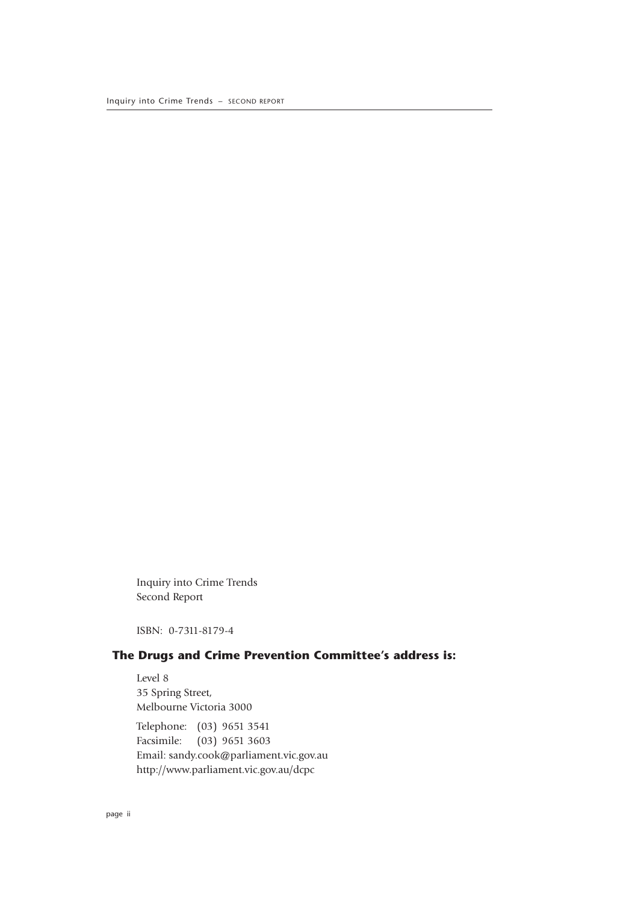Inquiry into Crime Trends
Second Report

ISBN: 0-7311-8179-4

## The Drugs and Crime Prevention Committee's address is:

Level 8
35 Spring Street,
Melbourne Victoria 3000

Telephone: (03) 9651 3541
Facsimile: (03) 9651 3603
Email: sandy.cook@parliament.vic.gov.au
http://www.parliament.vic.gov.au/dcpc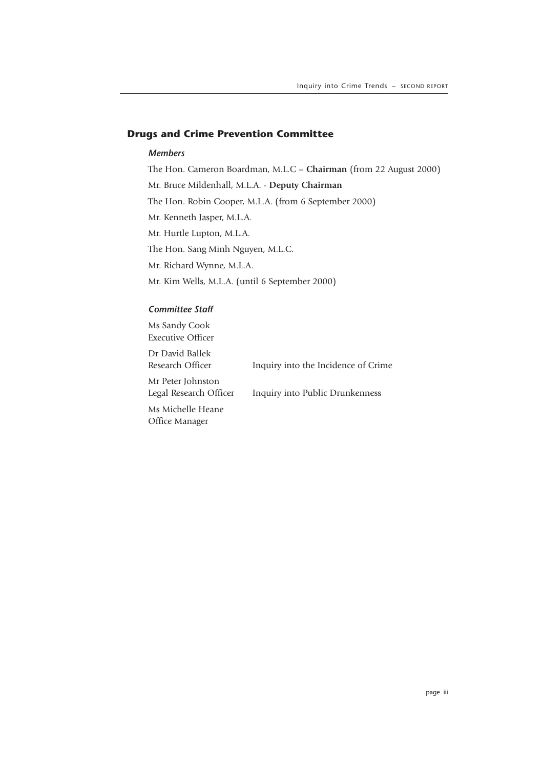## Drugs and Crime Prevention Committee

### *Members*

The Hon. Cameron Boardman, M.L.C – **Chairman** (from 22 August 2000)

Mr. Bruce Mildenhall, M.L.A. - **Deputy Chairman**

The Hon. Robin Cooper, M.L.A. (from 6 September 2000)

Mr. Kenneth Jasper, M.L.A.

Mr. Hurtle Lupton, M.L.A.

The Hon. Sang Minh Nguyen, M.L.C.

Mr. Richard Wynne, M.L.A.

Mr. Kim Wells, M.L.A. (until 6 September 2000)

### *Committee Staff*

Ms Sandy Cook
Executive Officer

Dr David Ballek
Research Officer — Inquiry into the Incidence of Crime

Mr Peter Johnston
Legal Research Officer — Inquiry into Public Drunkenness

Ms Michelle Heane
Office Manager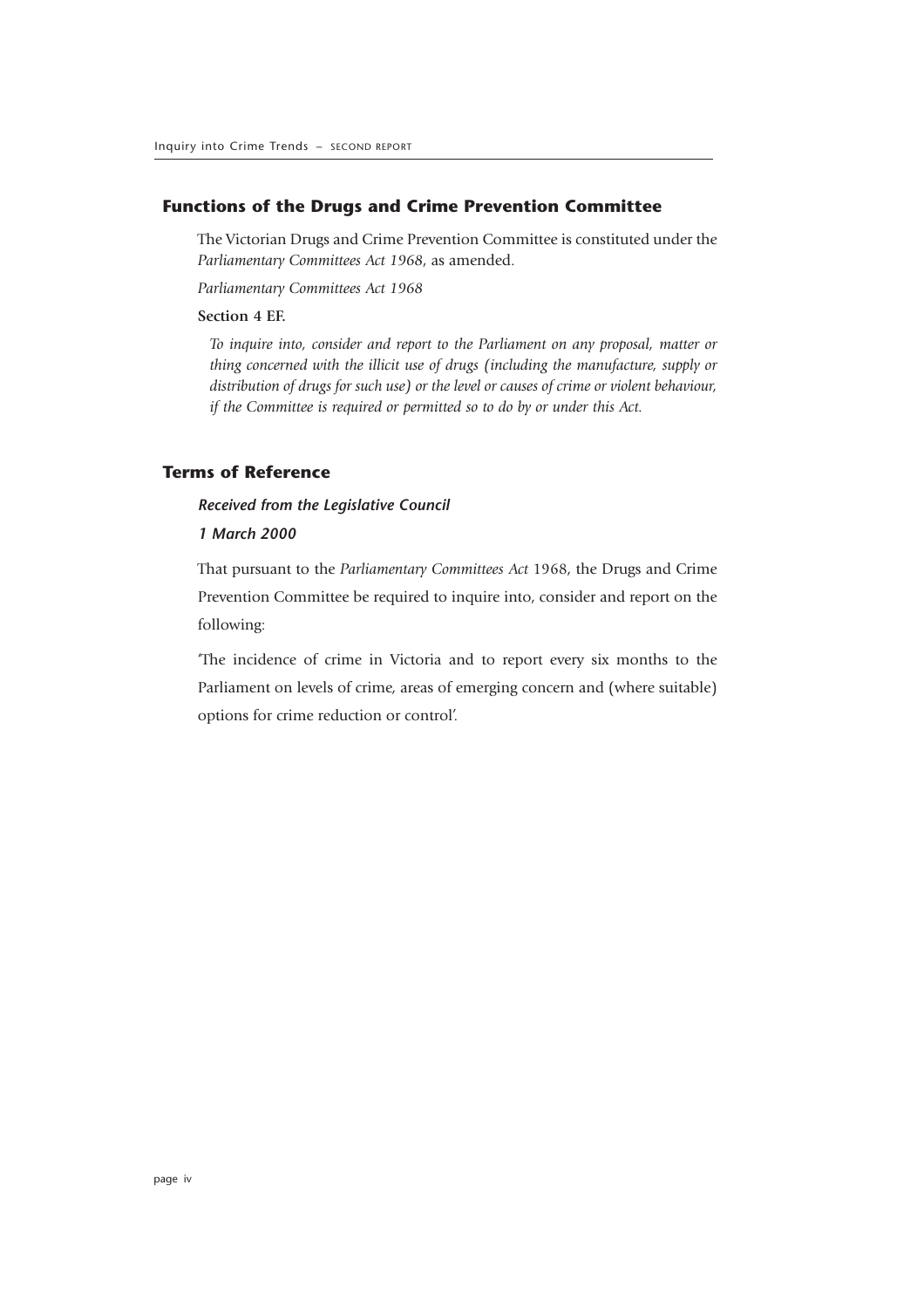## Functions of the Drugs and Crime Prevention Committee

The Victorian Drugs and Crime Prevention Committee is constituted under the *Parliamentary Committees Act 1968*, as amended.

*Parliamentary Committees Act 1968*

**Section 4 EF.**

*To inquire into, consider and report to the Parliament on any proposal, matter or thing concerned with the illicit use of drugs (including the manufacture, supply or distribution of drugs for such use) or the level or causes of crime or violent behaviour, if the Committee is required or permitted so to do by or under this Act.*

## Terms of Reference

***Received from the Legislative Council***

***1 March 2000***

That pursuant to the *Parliamentary Committees Act* 1968, the Drugs and Crime Prevention Committee be required to inquire into, consider and report on the following:

'The incidence of crime in Victoria and to report every six months to the Parliament on levels of crime, areas of emerging concern and (where suitable) options for crime reduction or control'.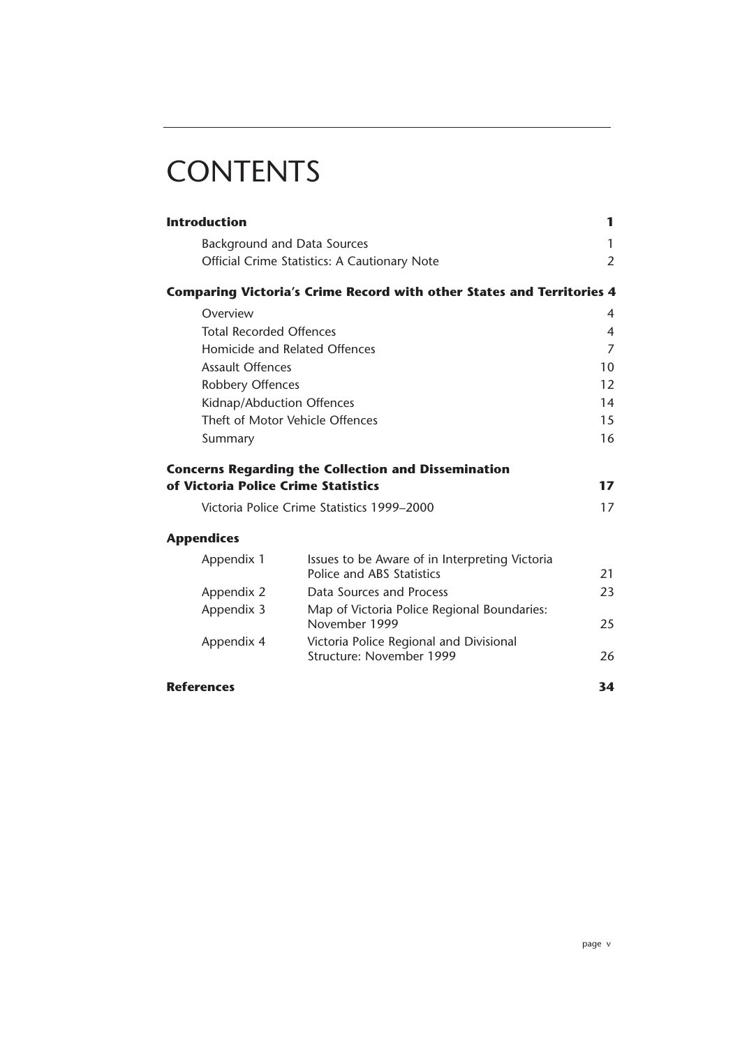# CONTENTS

| | | |
|---|---|---|
| **Introduction** | | **1** |
| Background and Data Sources | | 1 |
| Official Crime Statistics: A Cautionary Note | | 2 |
| **Comparing Victoria's Crime Record with other States and Territories** | | **4** |
| Overview | | 4 |
| Total Recorded Offences | | 4 |
| Homicide and Related Offences | | 7 |
| Assault Offences | | 10 |
| Robbery Offences | | 12 |
| Kidnap/Abduction Offences | | 14 |
| Theft of Motor Vehicle Offences | | 15 |
| Summary | | 16 |
| **Concerns Regarding the Collection and Dissemination of Victoria Police Crime Statistics** | | **17** |
| Victoria Police Crime Statistics 1999–2000 | | 17 |
| **Appendices** | | |
| Appendix 1 | Issues to be Aware of in Interpreting Victoria Police and ABS Statistics | 21 |
| Appendix 2 | Data Sources and Process | 23 |
| Appendix 3 | Map of Victoria Police Regional Boundaries: November 1999 | 25 |
| Appendix 4 | Victoria Police Regional and Divisional Structure: November 1999 | 26 |
| **References** | | **34** |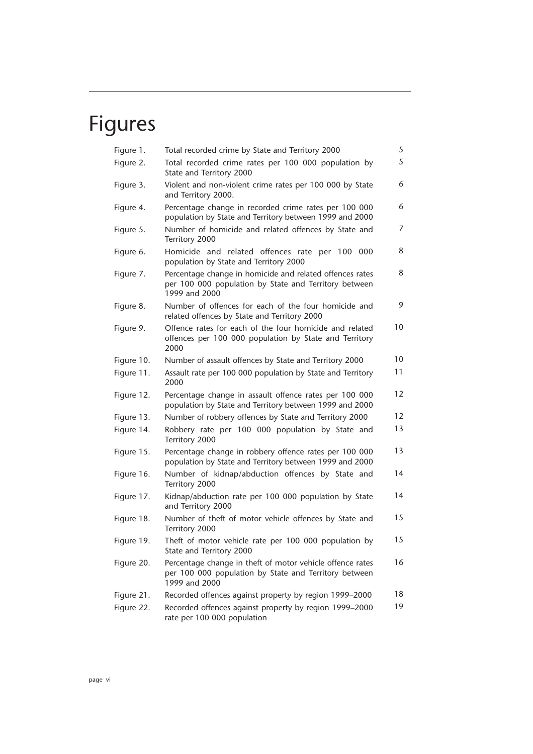# Figures

| | | |
|---|---|---|
| Figure 1. | Total recorded crime by State and Territory 2000 | 5 |
| Figure 2. | Total recorded crime rates per 100 000 population by State and Territory 2000 | 5 |
| Figure 3. | Violent and non-violent crime rates per 100 000 by State and Territory 2000. | 6 |
| Figure 4. | Percentage change in recorded crime rates per 100 000 population by State and Territory between 1999 and 2000 | 6 |
| Figure 5. | Number of homicide and related offences by State and Territory 2000 | 7 |
| Figure 6. | Homicide and related offences rate per 100 000 population by State and Territory 2000 | 8 |
| Figure 7. | Percentage change in homicide and related offences rates per 100 000 population by State and Territory between 1999 and 2000 | 8 |
| Figure 8. | Number of offences for each of the four homicide and related offences by State and Territory 2000 | 9 |
| Figure 9. | Offence rates for each of the four homicide and related offences per 100 000 population by State and Territory 2000 | 10 |
| Figure 10. | Number of assault offences by State and Territory 2000 | 10 |
| Figure 11. | Assault rate per 100 000 population by State and Territory 2000 | 11 |
| Figure 12. | Percentage change in assault offence rates per 100 000 population by State and Territory between 1999 and 2000 | 12 |
| Figure 13. | Number of robbery offences by State and Territory 2000 | 12 |
| Figure 14. | Robbery rate per 100 000 population by State and Territory 2000 | 13 |
| Figure 15. | Percentage change in robbery offence rates per 100 000 population by State and Territory between 1999 and 2000 | 13 |
| Figure 16. | Number of kidnap/abduction offences by State and Territory 2000 | 14 |
| Figure 17. | Kidnap/abduction rate per 100 000 population by State and Territory 2000 | 14 |
| Figure 18. | Number of theft of motor vehicle offences by State and Territory 2000 | 15 |
| Figure 19. | Theft of motor vehicle rate per 100 000 population by State and Territory 2000 | 15 |
| Figure 20. | Percentage change in theft of motor vehicle offence rates per 100 000 population by State and Territory between 1999 and 2000 | 16 |
| Figure 21. | Recorded offences against property by region 1999–2000 | 18 |
| Figure 22. | Recorded offences against property by region 1999–2000 rate per 100 000 population | 19 |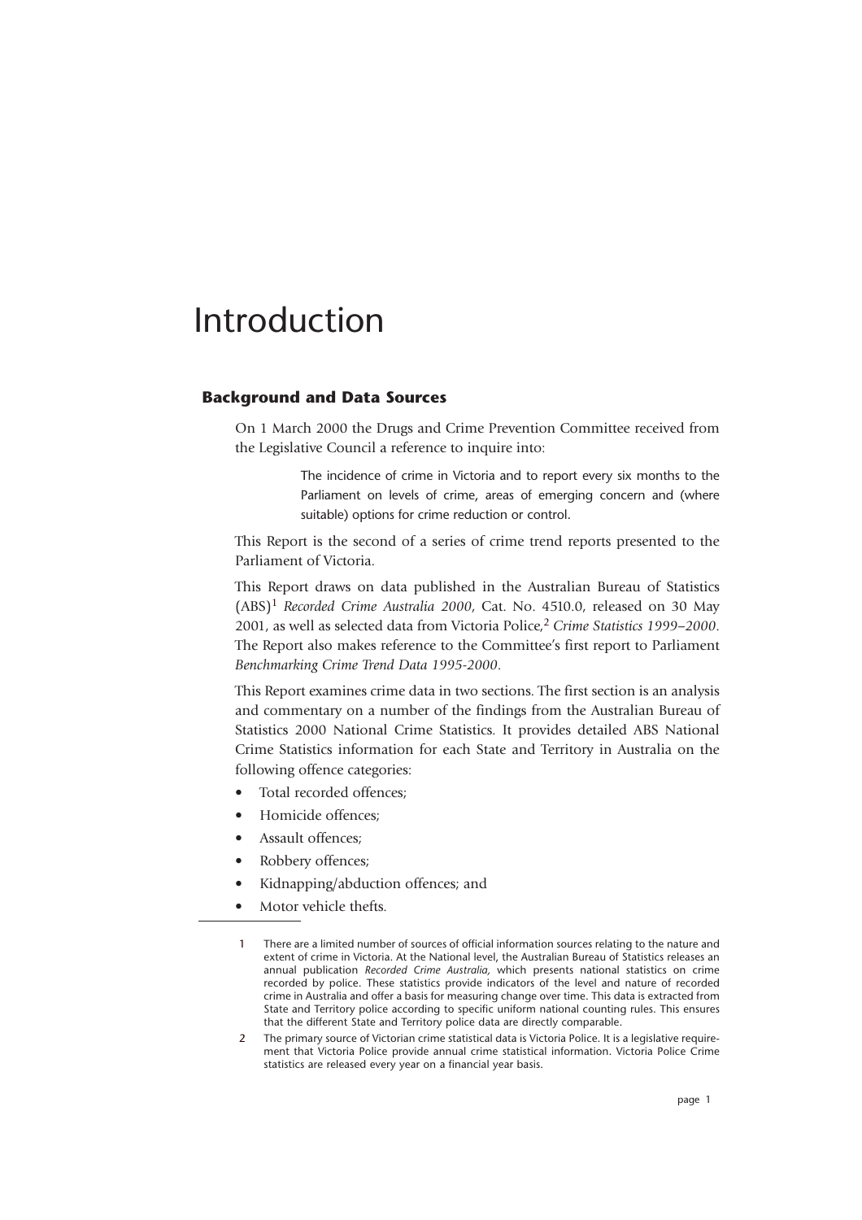# Introduction

## Background and Data Sources

On 1 March 2000 the Drugs and Crime Prevention Committee received from the Legislative Council a reference to inquire into:

> The incidence of crime in Victoria and to report every six months to the Parliament on levels of crime, areas of emerging concern and (where suitable) options for crime reduction or control.

This Report is the second of a series of crime trend reports presented to the Parliament of Victoria.

This Report draws on data published in the Australian Bureau of Statistics (ABS)[1] *Recorded Crime Australia 2000*, Cat. No. 4510.0, released on 30 May 2001, as well as selected data from Victoria Police,[2] *Crime Statistics 1999–2000*. The Report also makes reference to the Committee's first report to Parliament *Benchmarking Crime Trend Data 1995-2000*.

This Report examines crime data in two sections. The first section is an analysis and commentary on a number of the findings from the Australian Bureau of Statistics 2000 National Crime Statistics. It provides detailed ABS National Crime Statistics information for each State and Territory in Australia on the following offence categories:

- Total recorded offences;
- Homicide offences;
- Assault offences;
- Robbery offences;
- Kidnapping/abduction offences; and
- Motor vehicle thefts.

---

1 There are a limited number of sources of official information sources relating to the nature and extent of crime in Victoria. At the National level, the Australian Bureau of Statistics releases an annual publication *Recorded Crime Australia*, which presents national statistics on crime recorded by police. These statistics provide indicators of the level and nature of recorded crime in Australia and offer a basis for measuring change over time. This data is extracted from State and Territory police according to specific uniform national counting rules. This ensures that the different State and Territory police data are directly comparable.

2 The primary source of Victorian crime statistical data is Victoria Police. It is a legislative requirement that Victoria Police provide annual crime statistical information. Victoria Police Crime statistics are released every year on a financial year basis.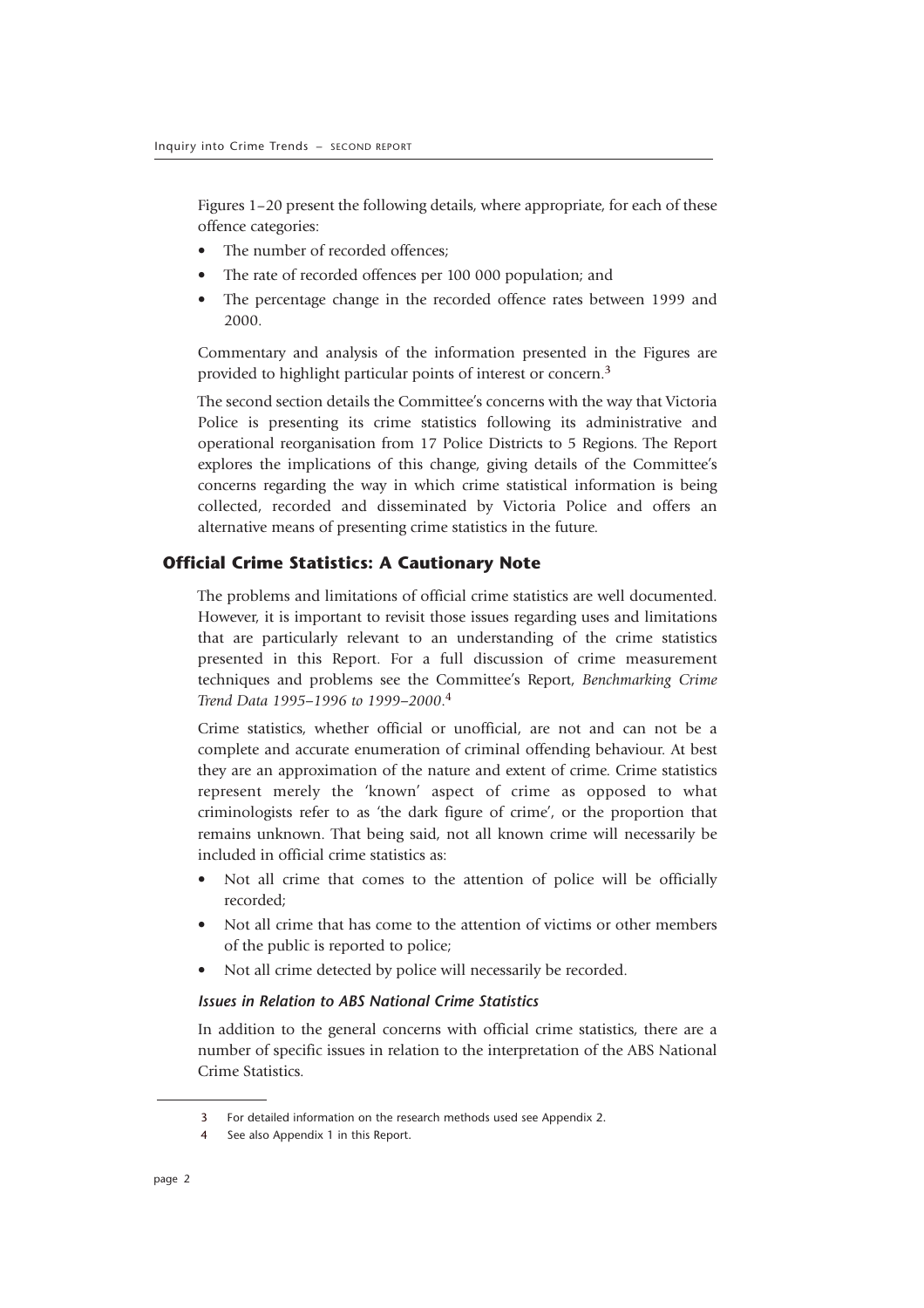Figures 1–20 present the following details, where appropriate, for each of these offence categories:

- The number of recorded offences;
- The rate of recorded offences per 100 000 population; and
- The percentage change in the recorded offence rates between 1999 and 2000.

Commentary and analysis of the information presented in the Figures are provided to highlight particular points of interest or concern.[3]

The second section details the Committee's concerns with the way that Victoria Police is presenting its crime statistics following its administrative and operational reorganisation from 17 Police Districts to 5 Regions. The Report explores the implications of this change, giving details of the Committee's concerns regarding the way in which crime statistical information is being collected, recorded and disseminated by Victoria Police and offers an alternative means of presenting crime statistics in the future.

## Official Crime Statistics: A Cautionary Note

The problems and limitations of official crime statistics are well documented. However, it is important to revisit those issues regarding uses and limitations that are particularly relevant to an understanding of the crime statistics presented in this Report. For a full discussion of crime measurement techniques and problems see the Committee's Report, *Benchmarking Crime Trend Data 1995–1996 to 1999–2000*.[4]

Crime statistics, whether official or unofficial, are not and can not be a complete and accurate enumeration of criminal offending behaviour. At best they are an approximation of the nature and extent of crime. Crime statistics represent merely the 'known' aspect of crime as opposed to what criminologists refer to as 'the dark figure of crime', or the proportion that remains unknown. That being said, not all known crime will necessarily be included in official crime statistics as:

- Not all crime that comes to the attention of police will be officially recorded;
- Not all crime that has come to the attention of victims or other members of the public is reported to police;
- Not all crime detected by police will necessarily be recorded.

### *Issues in Relation to ABS National Crime Statistics*

In addition to the general concerns with official crime statistics, there are a number of specific issues in relation to the interpretation of the ABS National Crime Statistics.

---

3 For detailed information on the research methods used see Appendix 2.

4 See also Appendix 1 in this Report.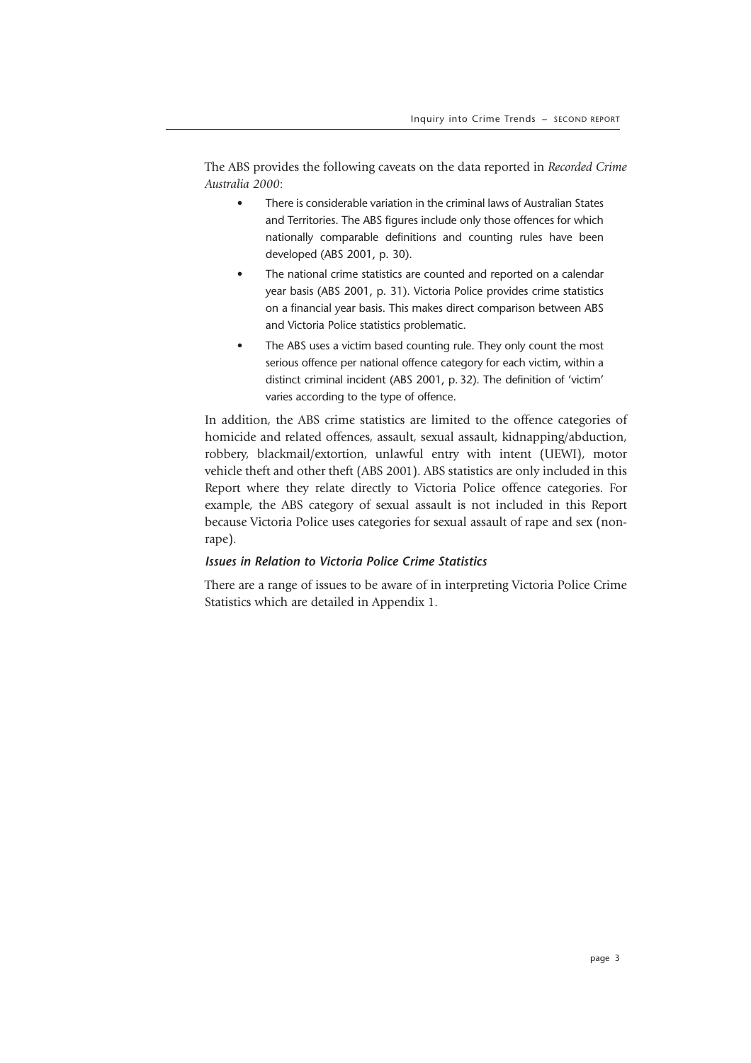The ABS provides the following caveats on the data reported in *Recorded Crime Australia 2000*:

- There is considerable variation in the criminal laws of Australian States and Territories. The ABS figures include only those offences for which nationally comparable definitions and counting rules have been developed (ABS 2001, p. 30).
- The national crime statistics are counted and reported on a calendar year basis (ABS 2001, p. 31). Victoria Police provides crime statistics on a financial year basis. This makes direct comparison between ABS and Victoria Police statistics problematic.
- The ABS uses a victim based counting rule. They only count the most serious offence per national offence category for each victim, within a distinct criminal incident (ABS 2001, p. 32). The definition of 'victim' varies according to the type of offence.

In addition, the ABS crime statistics are limited to the offence categories of homicide and related offences, assault, sexual assault, kidnapping/abduction, robbery, blackmail/extortion, unlawful entry with intent (UEWI), motor vehicle theft and other theft (ABS 2001). ABS statistics are only included in this Report where they relate directly to Victoria Police offence categories. For example, the ABS category of sexual assault is not included in this Report because Victoria Police uses categories for sexual assault of rape and sex (non-rape).

***Issues in Relation to Victoria Police Crime Statistics***

There are a range of issues to be aware of in interpreting Victoria Police Crime Statistics which are detailed in Appendix 1.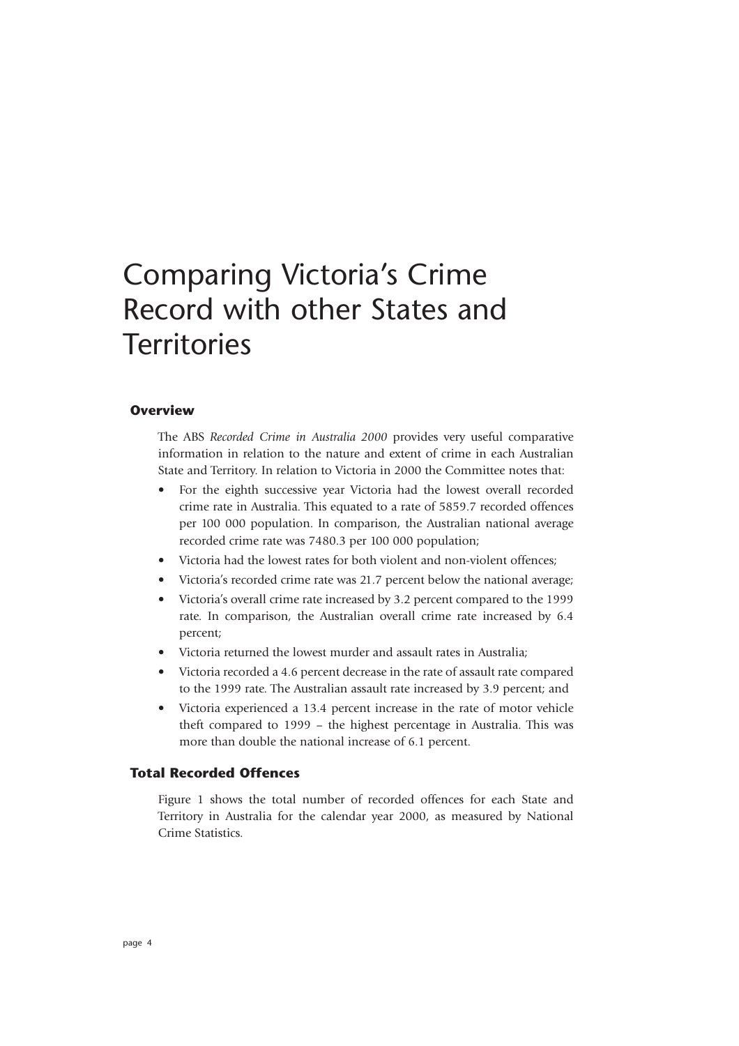# Comparing Victoria's Crime Record with other States and Territories

## Overview

The ABS *Recorded Crime in Australia 2000* provides very useful comparative information in relation to the nature and extent of crime in each Australian State and Territory. In relation to Victoria in 2000 the Committee notes that:

- For the eighth successive year Victoria had the lowest overall recorded crime rate in Australia. This equated to a rate of 5859.7 recorded offences per 100 000 population. In comparison, the Australian national average recorded crime rate was 7480.3 per 100 000 population;
- Victoria had the lowest rates for both violent and non-violent offences;
- Victoria's recorded crime rate was 21.7 percent below the national average;
- Victoria's overall crime rate increased by 3.2 percent compared to the 1999 rate. In comparison, the Australian overall crime rate increased by 6.4 percent;
- Victoria returned the lowest murder and assault rates in Australia;
- Victoria recorded a 4.6 percent decrease in the rate of assault rate compared to the 1999 rate. The Australian assault rate increased by 3.9 percent; and
- Victoria experienced a 13.4 percent increase in the rate of motor vehicle theft compared to 1999 – the highest percentage in Australia. This was more than double the national increase of 6.1 percent.

## Total Recorded Offences

Figure 1 shows the total number of recorded offences for each State and Territory in Australia for the calendar year 2000, as measured by National Crime Statistics.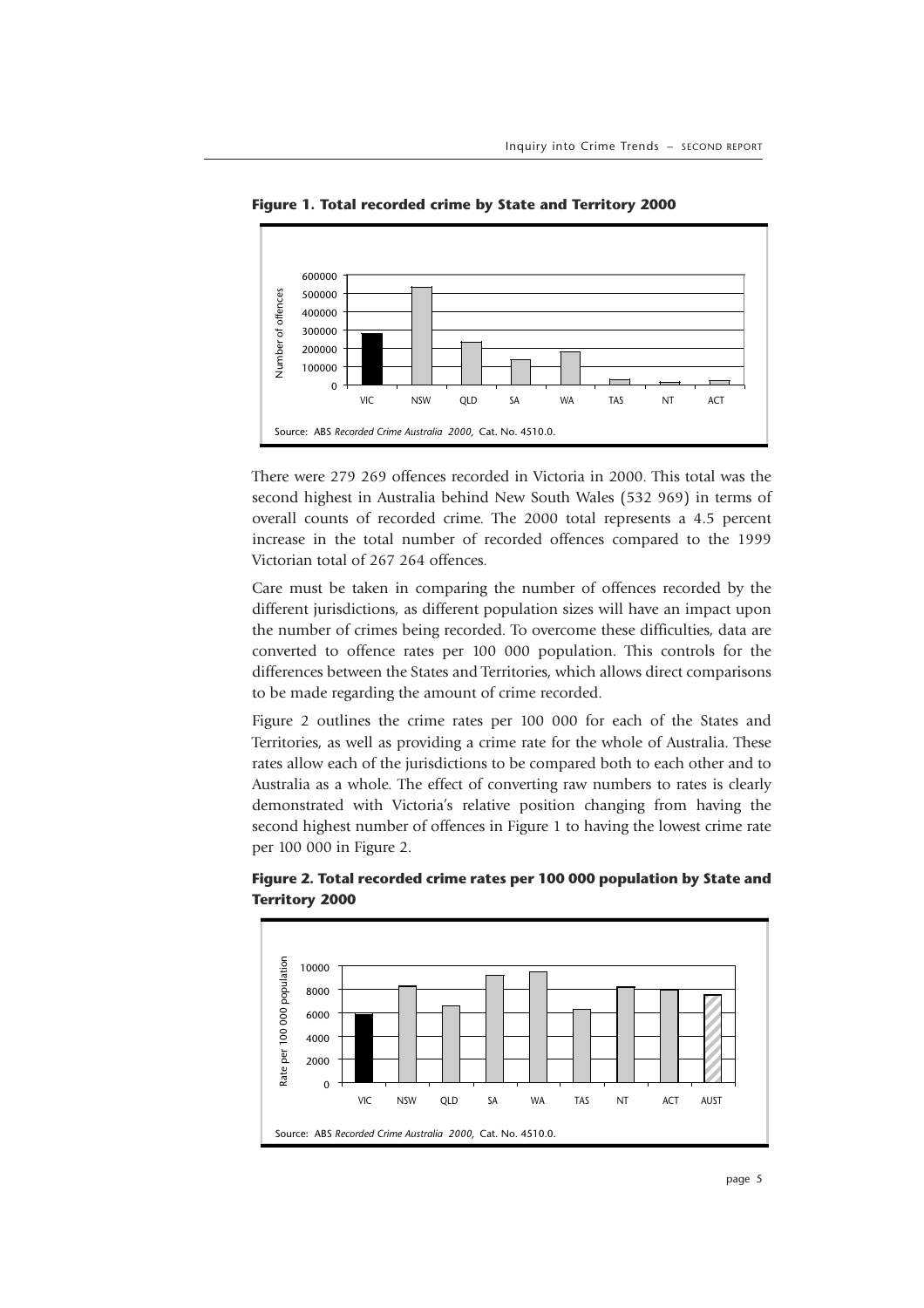**Figure 1. Total recorded crime by State and Territory 2000**

Source: ABS *Recorded Crime Australia 2000*, Cat. No. 4510.0.

There were 279 269 offences recorded in Victoria in 2000. This total was the second highest in Australia behind New South Wales (532 969) in terms of overall counts of recorded crime. The 2000 total represents a 4.5 percent increase in the total number of recorded offences compared to the 1999 Victorian total of 267 264 offences.

Care must be taken in comparing the number of offences recorded by the different jurisdictions, as different population sizes will have an impact upon the number of crimes being recorded. To overcome these difficulties, data are converted to offence rates per 100 000 population. This controls for the differences between the States and Territories, which allows direct comparisons to be made regarding the amount of crime recorded.

Figure 2 outlines the crime rates per 100 000 for each of the States and Territories, as well as providing a crime rate for the whole of Australia. These rates allow each of the jurisdictions to be compared both to each other and to Australia as a whole. The effect of converting raw numbers to rates is clearly demonstrated with Victoria's relative position changing from having the second highest number of offences in Figure 1 to having the lowest crime rate per 100 000 in Figure 2.

**Figure 2. Total recorded crime rates per 100 000 population by State and Territory 2000**

Source: ABS *Recorded Crime Australia 2000*, Cat. No. 4510.0.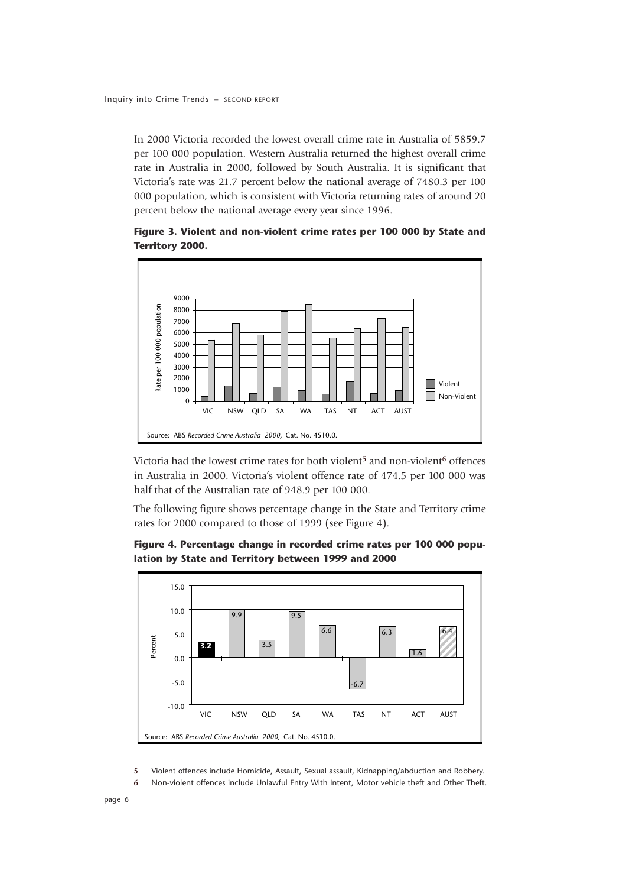In 2000 Victoria recorded the lowest overall crime rate in Australia of 5859.7 per 100 000 population. Western Australia returned the highest overall crime rate in Australia in 2000, followed by South Australia. It is significant that Victoria's rate was 21.7 percent below the national average of 7480.3 per 100 000 population, which is consistent with Victoria returning rates of around 20 percent below the national average every year since 1996.

**Figure 3. Violent and non-violent crime rates per 100 000 by State and Territory 2000.**

Source: ABS *Recorded Crime Australia 2000*, Cat. No. 4510.0.

Victoria had the lowest crime rates for both violent[5] and non-violent[6] offences in Australia in 2000. Victoria's violent offence rate of 474.5 per 100 000 was half that of the Australian rate of 948.9 per 100 000.

The following figure shows percentage change in the State and Territory crime rates for 2000 compared to those of 1999 (see Figure 4).

**Figure 4. Percentage change in recorded crime rates per 100 000 population by State and Territory between 1999 and 2000**

| VIC | NSW | QLD | SA | WA | TAS | NT | ACT | AUST |
|---|---|---|---|---|---|---|---|---|
| 3.2 | 9.9 | 3.5 | 9.5 | 6.6 | -6.7 | 6.3 | 1.6 | 6.4 |

Source: ABS *Recorded Crime Australia 2000*, Cat. No. 4510.0.

---

5 Violent offences include Homicide, Assault, Sexual assault, Kidnapping/abduction and Robbery.

6 Non-violent offences include Unlawful Entry With Intent, Motor vehicle theft and Other Theft.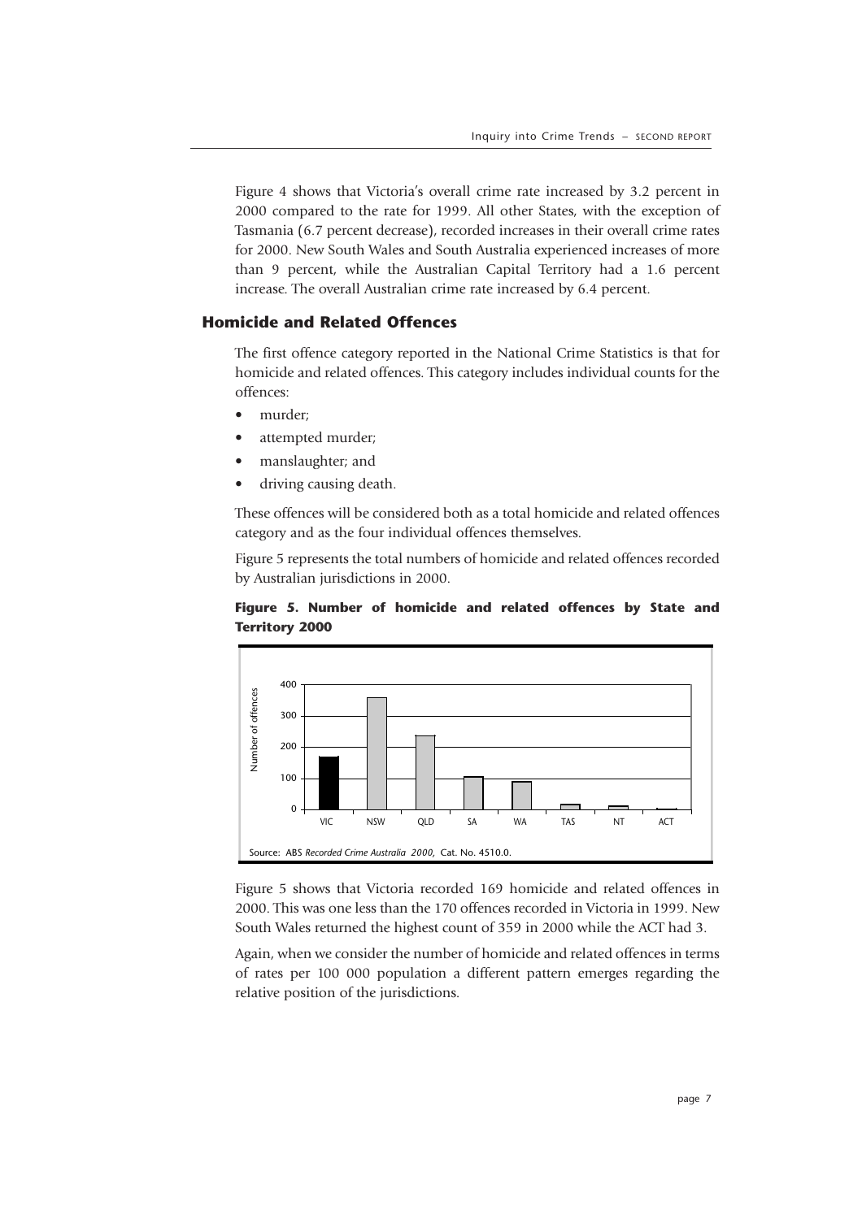Figure 4 shows that Victoria's overall crime rate increased by 3.2 percent in 2000 compared to the rate for 1999. All other States, with the exception of Tasmania (6.7 percent decrease), recorded increases in their overall crime rates for 2000. New South Wales and South Australia experienced increases of more than 9 percent, while the Australian Capital Territory had a 1.6 percent increase. The overall Australian crime rate increased by 6.4 percent.

### Homicide and Related Offences

The first offence category reported in the National Crime Statistics is that for homicide and related offences. This category includes individual counts for the offences:

- murder;
- attempted murder;
- manslaughter; and
- driving causing death.

These offences will be considered both as a total homicide and related offences category and as the four individual offences themselves.

Figure 5 represents the total numbers of homicide and related offences recorded by Australian jurisdictions in 2000.

**Figure 5. Number of homicide and related offences by State and Territory 2000**

Source: ABS *Recorded Crime Australia 2000*, Cat. No. 4510.0.

Figure 5 shows that Victoria recorded 169 homicide and related offences in 2000. This was one less than the 170 offences recorded in Victoria in 1999. New South Wales returned the highest count of 359 in 2000 while the ACT had 3.

Again, when we consider the number of homicide and related offences in terms of rates per 100 000 population a different pattern emerges regarding the relative position of the jurisdictions.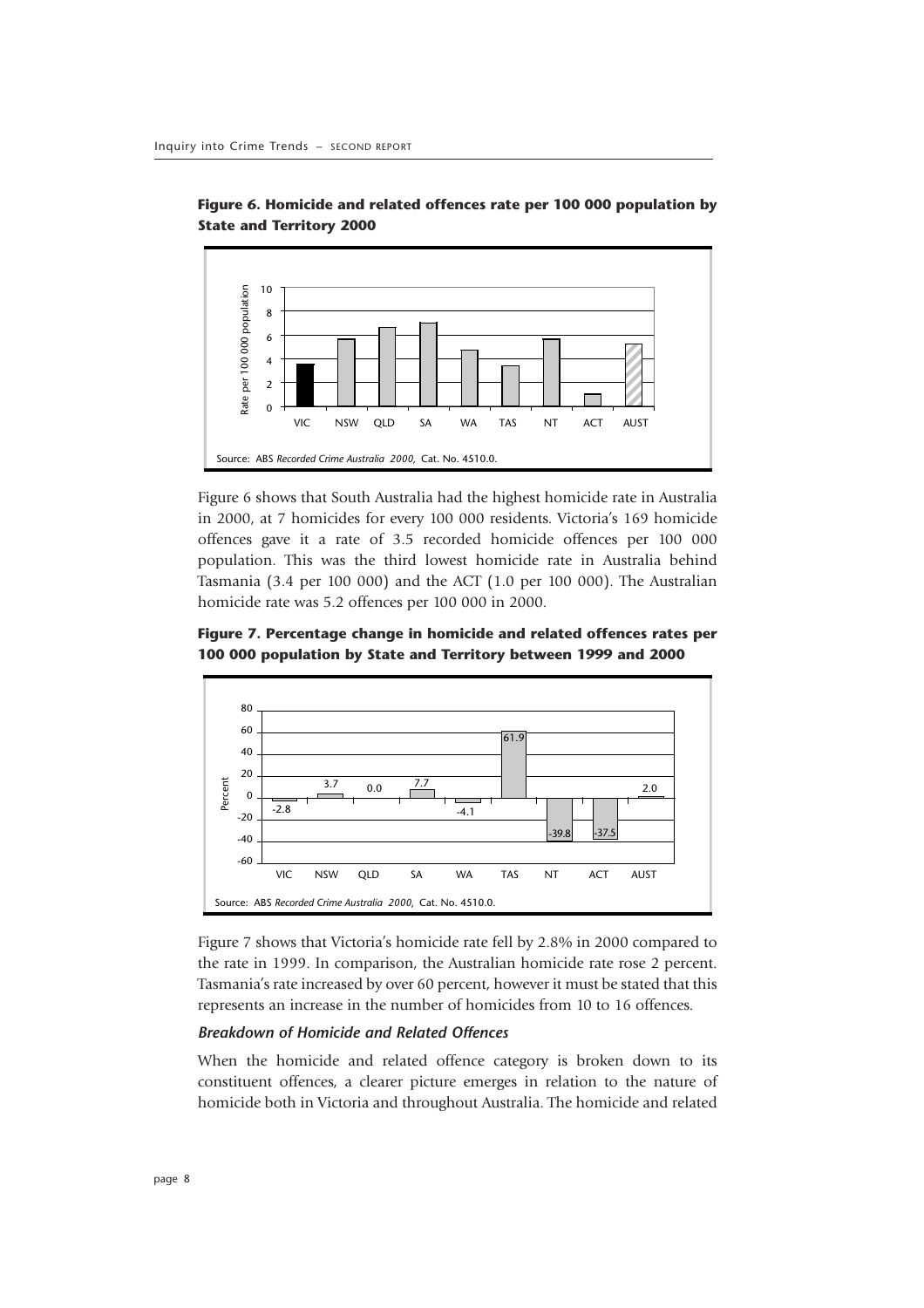**Figure 6. Homicide and related offences rate per 100 000 population by State and Territory 2000**

Source: ABS *Recorded Crime Australia 2000*, Cat. No. 4510.0.

Figure 6 shows that South Australia had the highest homicide rate in Australia in 2000, at 7 homicides for every 100 000 residents. Victoria's 169 homicide offences gave it a rate of 3.5 recorded homicide offences per 100 000 population. This was the third lowest homicide rate in Australia behind Tasmania (3.4 per 100 000) and the ACT (1.0 per 100 000). The Australian homicide rate was 5.2 offences per 100 000 in 2000.

**Figure 7. Percentage change in homicide and related offences rates per 100 000 population by State and Territory between 1999 and 2000**

| VIC | NSW | QLD | SA | WA | TAS | NT | ACT | AUST |
|---|---|---|---|---|---|---|---|---|
| -2.8 | 3.7 | 0.0 | 7.7 | -4.1 | 61.9 | -39.8 | -37.5 | 2.0 |

Source: ABS *Recorded Crime Australia 2000*, Cat. No. 4510.0.

Figure 7 shows that Victoria's homicide rate fell by 2.8% in 2000 compared to the rate in 1999. In comparison, the Australian homicide rate rose 2 percent. Tasmania's rate increased by over 60 percent, however it must be stated that this represents an increase in the number of homicides from 10 to 16 offences.

### *Breakdown of Homicide and Related Offences*

When the homicide and related offence category is broken down to its constituent offences, a clearer picture emerges in relation to the nature of homicide both in Victoria and throughout Australia. The homicide and related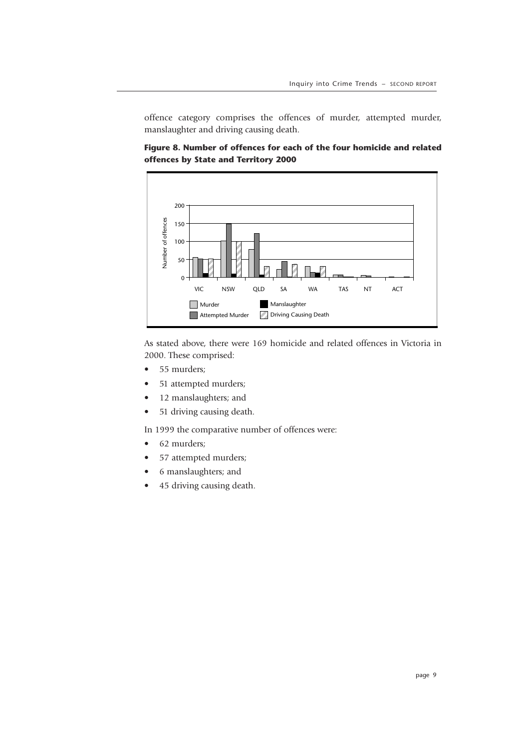offence category comprises the offences of murder, attempted murder, manslaughter and driving causing death.

**Figure 8. Number of offences for each of the four homicide and related offences by State and Territory 2000**

As stated above, there were 169 homicide and related offences in Victoria in 2000. These comprised:

- 55 murders;
- 51 attempted murders;
- 12 manslaughters; and
- 51 driving causing death.

In 1999 the comparative number of offences were:

- 62 murders;
- 57 attempted murders;
- 6 manslaughters; and
- 45 driving causing death.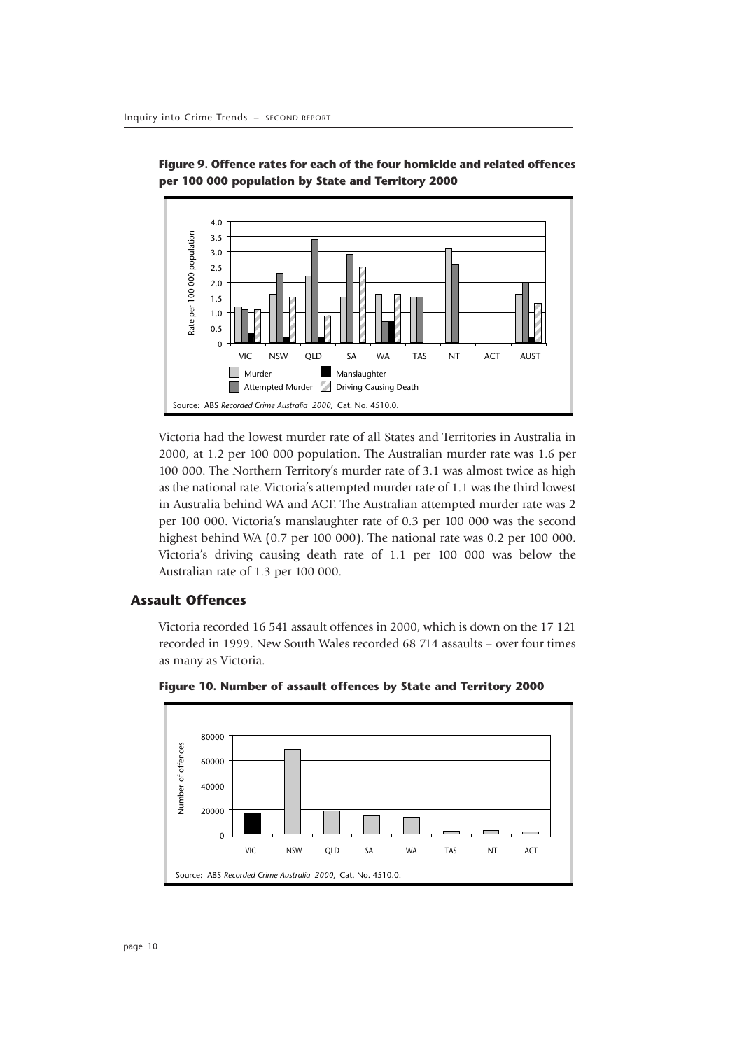**Figure 9. Offence rates for each of the four homicide and related offences per 100 000 population by State and Territory 2000**

Source: ABS *Recorded Crime Australia 2000*, Cat. No. 4510.0.

Victoria had the lowest murder rate of all States and Territories in Australia in 2000, at 1.2 per 100 000 population. The Australian murder rate was 1.6 per 100 000. The Northern Territory's murder rate of 3.1 was almost twice as high as the national rate. Victoria's attempted murder rate of 1.1 was the third lowest in Australia behind WA and ACT. The Australian attempted murder rate was 2 per 100 000. Victoria's manslaughter rate of 0.3 per 100 000 was the second highest behind WA (0.7 per 100 000). The national rate was 0.2 per 100 000. Victoria's driving causing death rate of 1.1 per 100 000 was below the Australian rate of 1.3 per 100 000.

## Assault Offences

Victoria recorded 16 541 assault offences in 2000, which is down on the 17 121 recorded in 1999. New South Wales recorded 68 714 assaults – over four times as many as Victoria.

**Figure 10. Number of assault offences by State and Territory 2000**

Source: ABS *Recorded Crime Australia 2000*, Cat. No. 4510.0.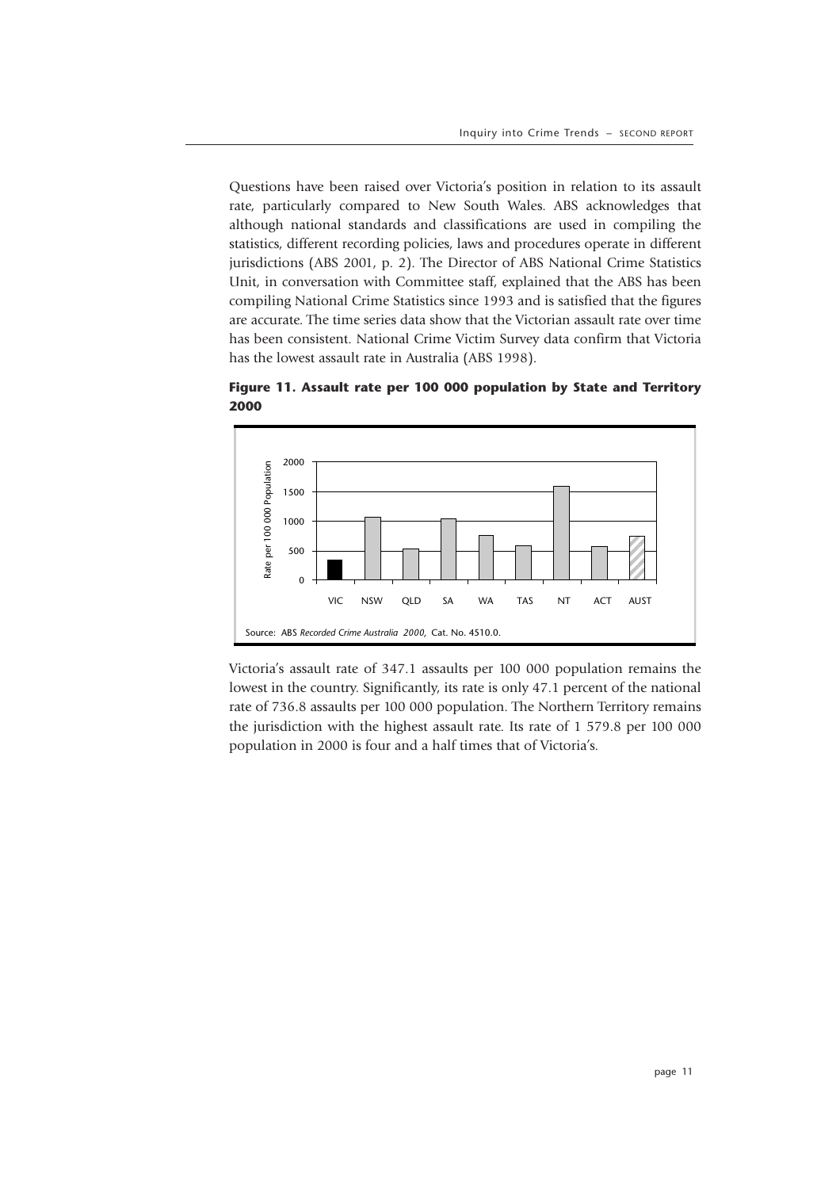Questions have been raised over Victoria's position in relation to its assault rate, particularly compared to New South Wales. ABS acknowledges that although national standards and classifications are used in compiling the statistics, different recording policies, laws and procedures operate in different jurisdictions (ABS 2001, p. 2). The Director of ABS National Crime Statistics Unit, in conversation with Committee staff, explained that the ABS has been compiling National Crime Statistics since 1993 and is satisfied that the figures are accurate. The time series data show that the Victorian assault rate over time has been consistent. National Crime Victim Survey data confirm that Victoria has the lowest assault rate in Australia (ABS 1998).

**Figure 11. Assault rate per 100 000 population by State and Territory 2000**

Source: ABS *Recorded Crime Australia 2000,* Cat. No. 4510.0.

Victoria's assault rate of 347.1 assaults per 100 000 population remains the lowest in the country. Significantly, its rate is only 47.1 percent of the national rate of 736.8 assaults per 100 000 population. The Northern Territory remains the jurisdiction with the highest assault rate. Its rate of 1 579.8 per 100 000 population in 2000 is four and a half times that of Victoria's.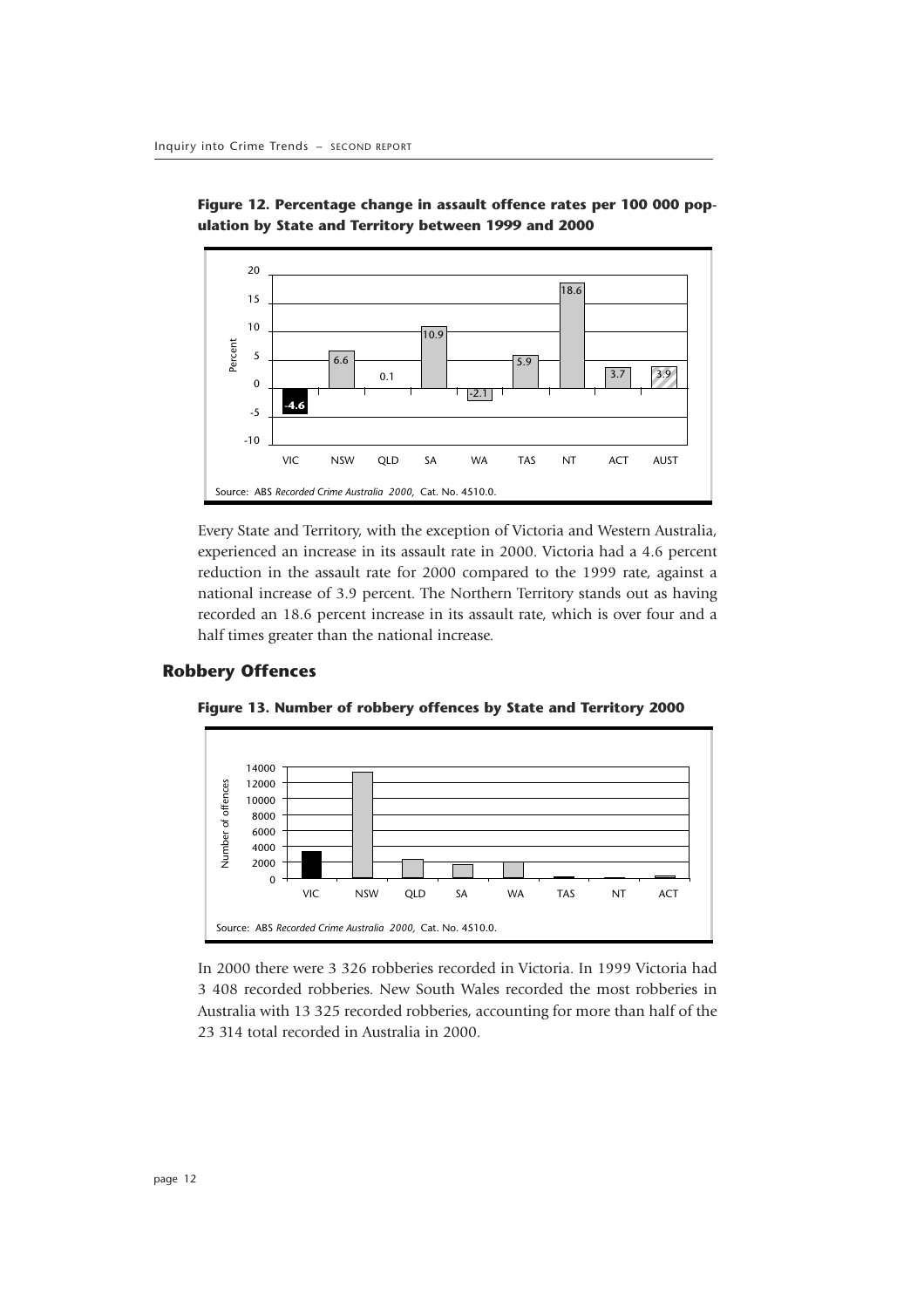**Figure 12. Percentage change in assault offence rates per 100 000 population by State and Territory between 1999 and 2000**

| | VIC | NSW | QLD | SA | WA | TAS | NT | ACT | AUST |
|---|---|---|---|---|---|---|---|---|---|
| Percent | -4.6 | 6.6 | 0.1 | 10.9 | -2.1 | 5.9 | 18.6 | 3.7 | 3.9 |

Source: ABS *Recorded Crime Australia 2000,* Cat. No. 4510.0.

Every State and Territory, with the exception of Victoria and Western Australia, experienced an increase in its assault rate in 2000. Victoria had a 4.6 percent reduction in the assault rate for 2000 compared to the 1999 rate, against a national increase of 3.9 percent. The Northern Territory stands out as having recorded an 18.6 percent increase in its assault rate, which is over four and a half times greater than the national increase.

## Robbery Offences

**Figure 13. Number of robbery offences by State and Territory 2000**

Source: ABS *Recorded Crime Australia 2000,* Cat. No. 4510.0.

In 2000 there were 3 326 robberies recorded in Victoria. In 1999 Victoria had 3 408 recorded robberies. New South Wales recorded the most robberies in Australia with 13 325 recorded robberies, accounting for more than half of the 23 314 total recorded in Australia in 2000.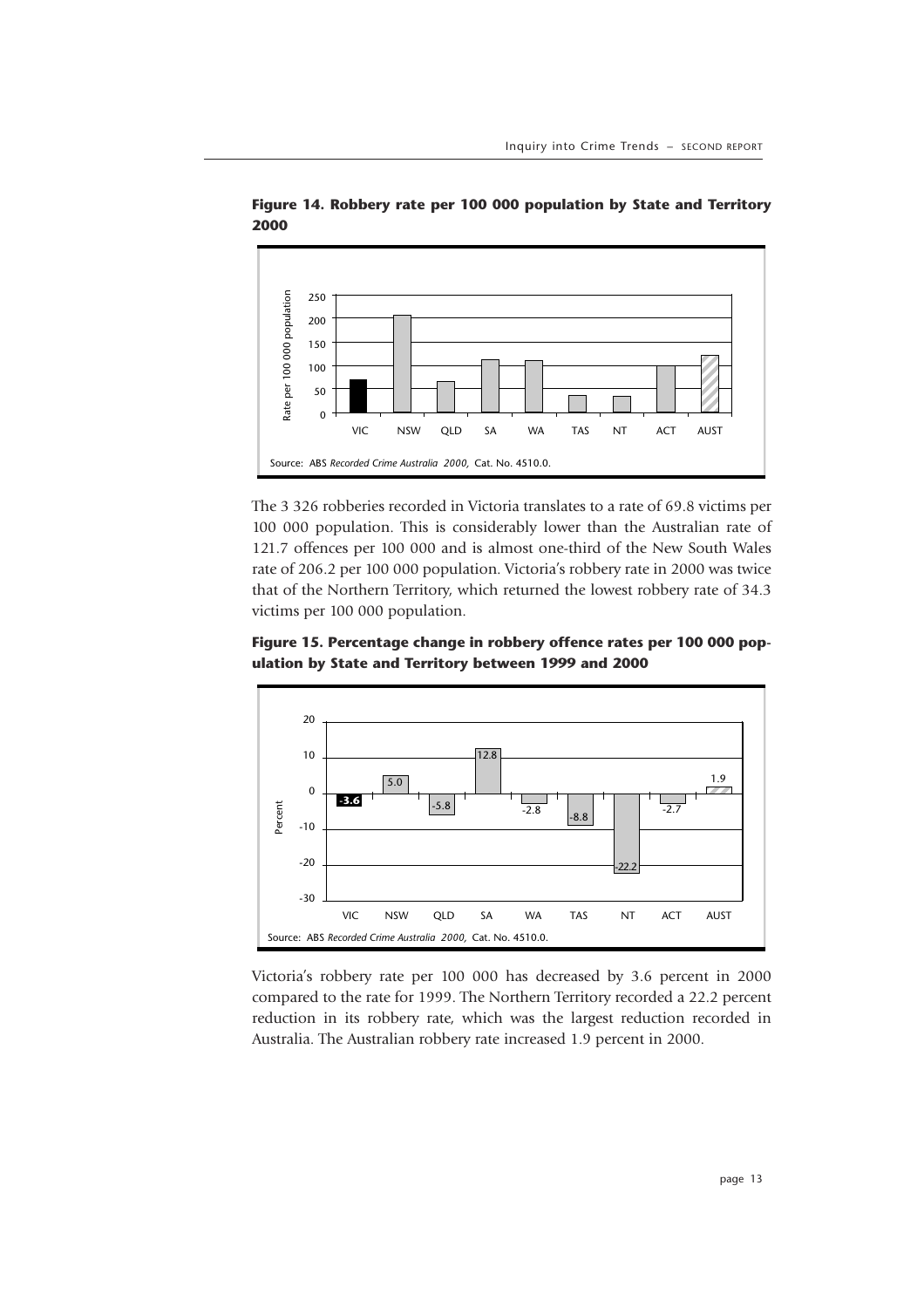**Figure 14. Robbery rate per 100 000 population by State and Territory 2000**

Source: ABS *Recorded Crime Australia 2000*, Cat. No. 4510.0.

The 3 326 robberies recorded in Victoria translates to a rate of 69.8 victims per 100 000 population. This is considerably lower than the Australian rate of 121.7 offences per 100 000 and is almost one-third of the New South Wales rate of 206.2 per 100 000 population. Victoria's robbery rate in 2000 was twice that of the Northern Territory, which returned the lowest robbery rate of 34.3 victims per 100 000 population.

**Figure 15. Percentage change in robbery offence rates per 100 000 population by State and Territory between 1999 and 2000**

| VIC | NSW | QLD | SA | WA | TAS | NT | ACT | AUST |
|---|---|---|---|---|---|---|---|---|
| -3.6 | 5.0 | -5.8 | 12.8 | -2.8 | -8.8 | -22.2 | -2.7 | 1.9 |

Source: ABS *Recorded Crime Australia 2000*, Cat. No. 4510.0.

Victoria's robbery rate per 100 000 has decreased by 3.6 percent in 2000 compared to the rate for 1999. The Northern Territory recorded a 22.2 percent reduction in its robbery rate, which was the largest reduction recorded in Australia. The Australian robbery rate increased 1.9 percent in 2000.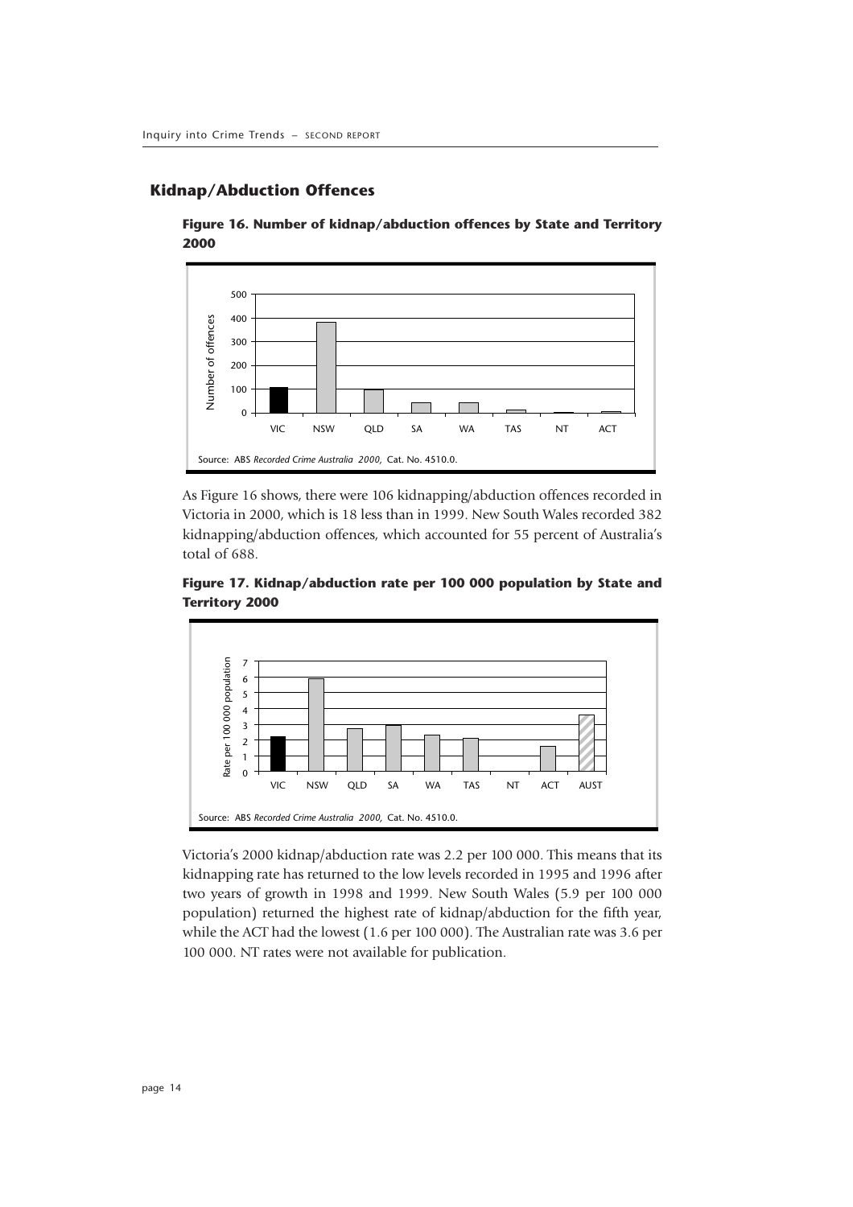## Kidnap/Abduction Offences

**Figure 16. Number of kidnap/abduction offences by State and Territory 2000**

Source: ABS *Recorded Crime Australia 2000*, Cat. No. 4510.0.

As Figure 16 shows, there were 106 kidnapping/abduction offences recorded in Victoria in 2000, which is 18 less than in 1999. New South Wales recorded 382 kidnapping/abduction offences, which accounted for 55 percent of Australia's total of 688.

**Figure 17. Kidnap/abduction rate per 100 000 population by State and Territory 2000**

Source: ABS *Recorded Crime Australia 2000*, Cat. No. 4510.0.

Victoria's 2000 kidnap/abduction rate was 2.2 per 100 000. This means that its kidnapping rate has returned to the low levels recorded in 1995 and 1996 after two years of growth in 1998 and 1999. New South Wales (5.9 per 100 000 population) returned the highest rate of kidnap/abduction for the fifth year, while the ACT had the lowest (1.6 per 100 000). The Australian rate was 3.6 per 100 000. NT rates were not available for publication.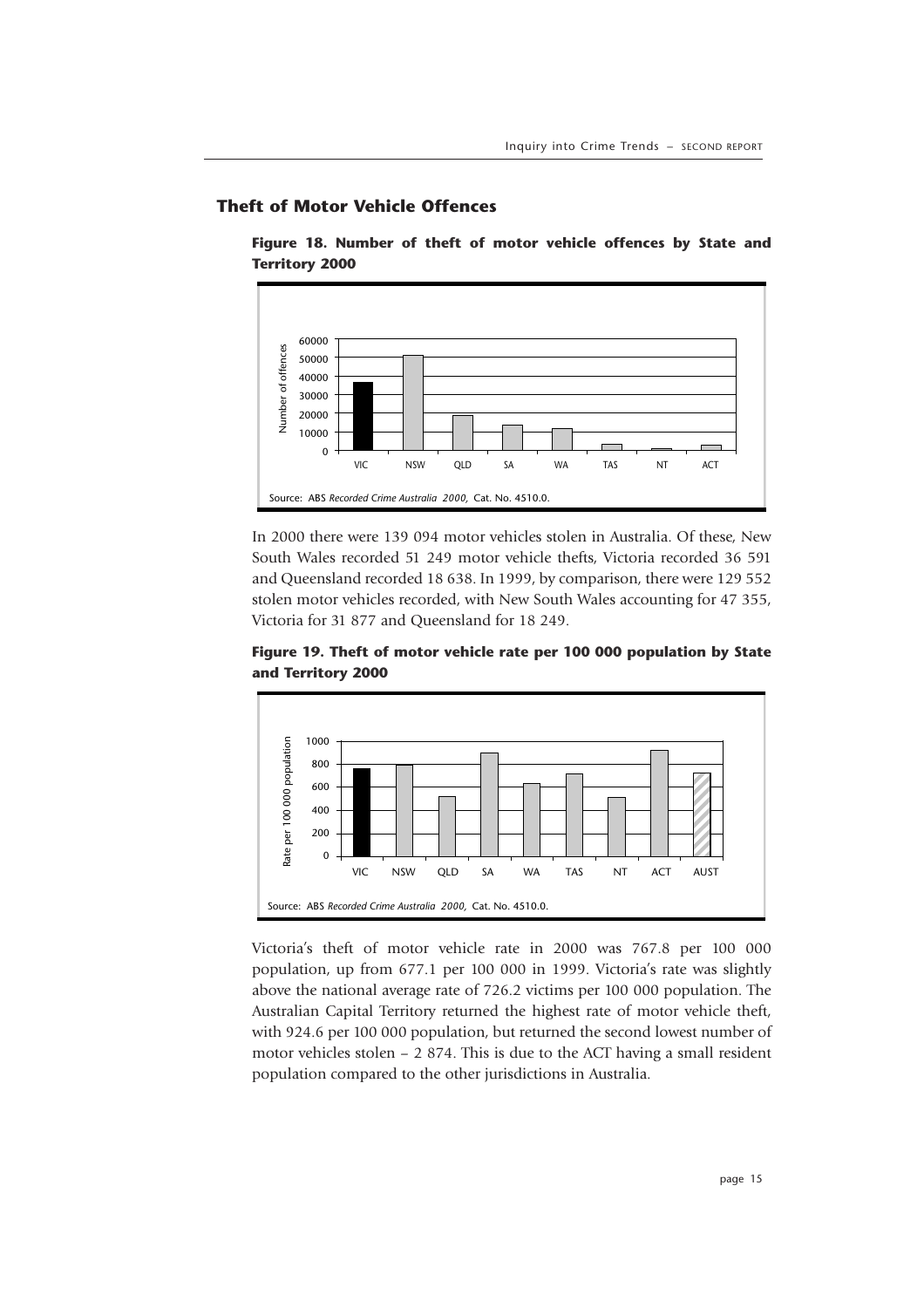## Theft of Motor Vehicle Offences

**Figure 18. Number of theft of motor vehicle offences by State and Territory 2000**

Source: ABS *Recorded Crime Australia 2000*, Cat. No. 4510.0.

In 2000 there were 139 094 motor vehicles stolen in Australia. Of these, New South Wales recorded 51 249 motor vehicle thefts, Victoria recorded 36 591 and Queensland recorded 18 638. In 1999, by comparison, there were 129 552 stolen motor vehicles recorded, with New South Wales accounting for 47 355, Victoria for 31 877 and Queensland for 18 249.

**Figure 19. Theft of motor vehicle rate per 100 000 population by State and Territory 2000**

Source: ABS *Recorded Crime Australia 2000*, Cat. No. 4510.0.

Victoria's theft of motor vehicle rate in 2000 was 767.8 per 100 000 population, up from 677.1 per 100 000 in 1999. Victoria's rate was slightly above the national average rate of 726.2 victims per 100 000 population. The Australian Capital Territory returned the highest rate of motor vehicle theft, with 924.6 per 100 000 population, but returned the second lowest number of motor vehicles stolen – 2 874. This is due to the ACT having a small resident population compared to the other jurisdictions in Australia.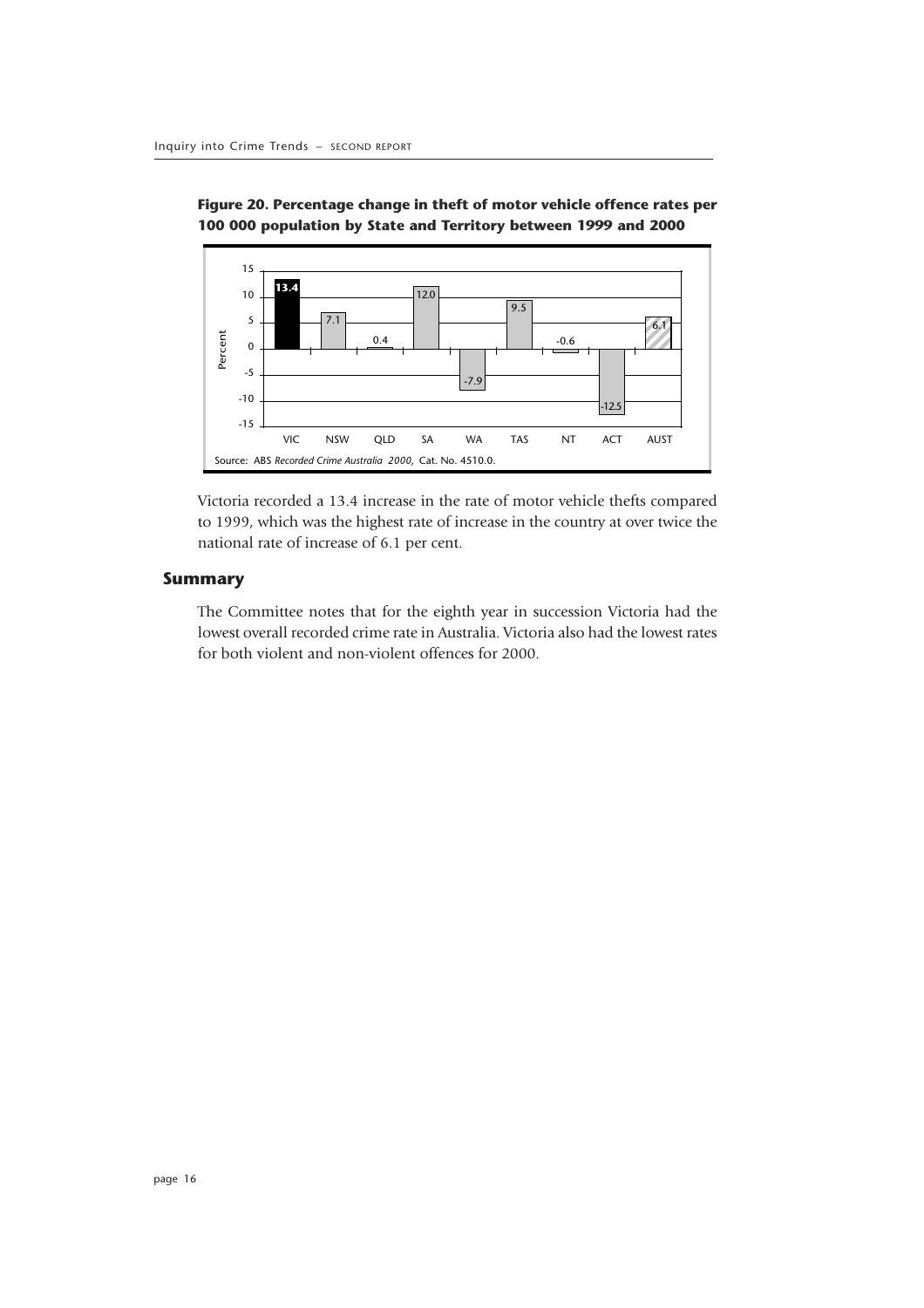**Figure 20. Percentage change in theft of motor vehicle offence rates per 100 000 population by State and Territory between 1999 and 2000**

| | VIC | NSW | QLD | SA | WA | TAS | NT | ACT | AUST |
|---|---|---|---|---|---|---|---|---|---|
| Percent | 13.4 | 7.1 | 0.4 | 12.0 | -7.9 | 9.5 | -0.6 | -12.5 | 6.1 |

Source: ABS *Recorded Crime Australia 2000*, Cat. No. 4510.0.

Victoria recorded a 13.4 increase in the rate of motor vehicle thefts compared to 1999, which was the highest rate of increase in the country at over twice the national rate of increase of 6.1 per cent.

## Summary

The Committee notes that for the eighth year in succession Victoria had the lowest overall recorded crime rate in Australia. Victoria also had the lowest rates for both violent and non-violent offences for 2000.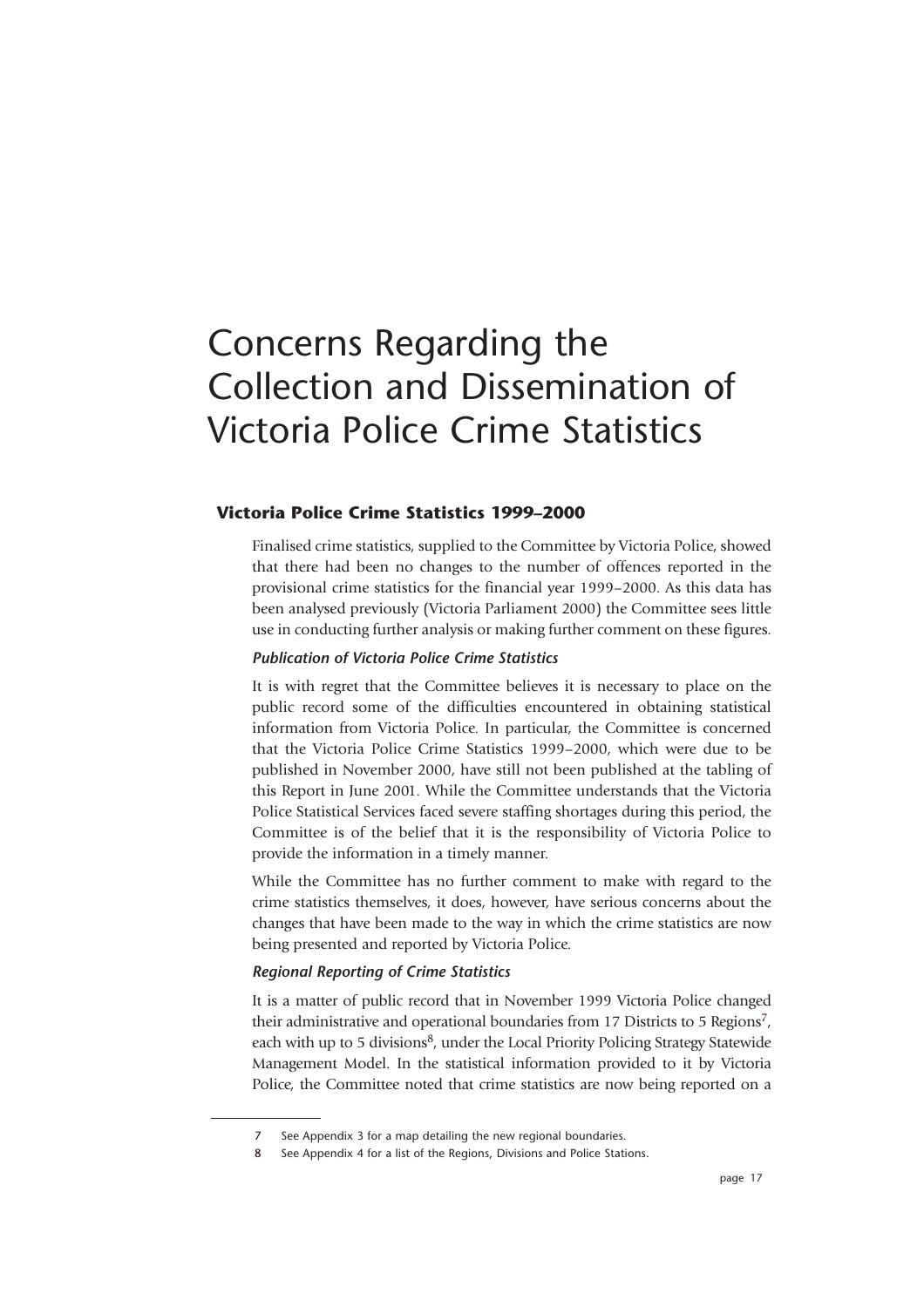# Concerns Regarding the Collection and Dissemination of Victoria Police Crime Statistics

## Victoria Police Crime Statistics 1999–2000

Finalised crime statistics, supplied to the Committee by Victoria Police, showed that there had been no changes to the number of offences reported in the provisional crime statistics for the financial year 1999–2000. As this data has been analysed previously (Victoria Parliament 2000) the Committee sees little use in conducting further analysis or making further comment on these figures.

### *Publication of Victoria Police Crime Statistics*

It is with regret that the Committee believes it is necessary to place on the public record some of the difficulties encountered in obtaining statistical information from Victoria Police. In particular, the Committee is concerned that the Victoria Police Crime Statistics 1999–2000, which were due to be published in November 2000, have still not been published at the tabling of this Report in June 2001. While the Committee understands that the Victoria Police Statistical Services faced severe staffing shortages during this period, the Committee is of the belief that it is the responsibility of Victoria Police to provide the information in a timely manner.

While the Committee has no further comment to make with regard to the crime statistics themselves, it does, however, have serious concerns about the changes that have been made to the way in which the crime statistics are now being presented and reported by Victoria Police.

### *Regional Reporting of Crime Statistics*

It is a matter of public record that in November 1999 Victoria Police changed their administrative and operational boundaries from 17 Districts to 5 Regions[7], each with up to 5 divisions[8], under the Local Priority Policing Strategy Statewide Management Model. In the statistical information provided to it by Victoria Police, the Committee noted that crime statistics are now being reported on a

---

7 See Appendix 3 for a map detailing the new regional boundaries.

8 See Appendix 4 for a list of the Regions, Divisions and Police Stations.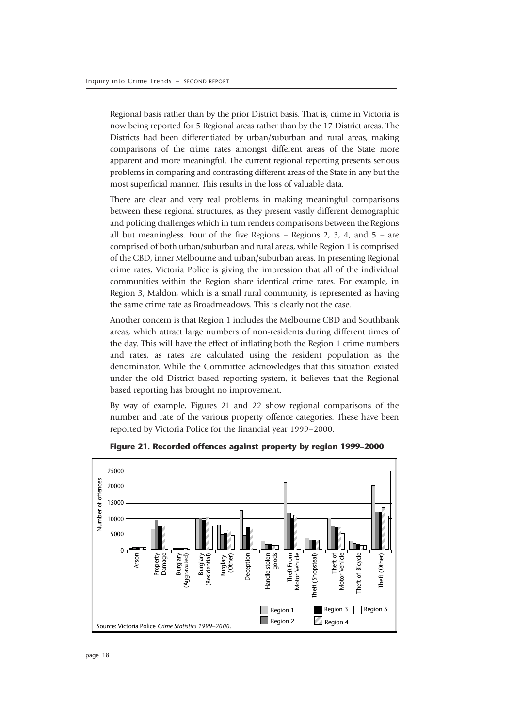Regional basis rather than by the prior District basis. That is, crime in Victoria is now being reported for 5 Regional areas rather than by the 17 District areas. The Districts had been differentiated by urban/suburban and rural areas, making comparisons of the crime rates amongst different areas of the State more apparent and more meaningful. The current regional reporting presents serious problems in comparing and contrasting different areas of the State in any but the most superficial manner. This results in the loss of valuable data.

There are clear and very real problems in making meaningful comparisons between these regional structures, as they present vastly different demographic and policing challenges which in turn renders comparisons between the Regions all but meaningless. Four of the five Regions – Regions 2, 3, 4, and 5 – are comprised of both urban/suburban and rural areas, while Region 1 is comprised of the CBD, inner Melbourne and urban/suburban areas. In presenting Regional crime rates, Victoria Police is giving the impression that all of the individual communities within the Region share identical crime rates. For example, in Region 3, Maldon, which is a small rural community, is represented as having the same crime rate as Broadmeadows. This is clearly not the case.

Another concern is that Region 1 includes the Melbourne CBD and Southbank areas, which attract large numbers of non-residents during different times of the day. This will have the effect of inflating both the Region 1 crime numbers and rates, as rates are calculated using the resident population as the denominator. While the Committee acknowledges that this situation existed under the old District based reporting system, it believes that the Regional based reporting has brought no improvement.

By way of example, Figures 21 and 22 show regional comparisons of the number and rate of the various property offence categories. These have been reported by Victoria Police for the financial year 1999–2000.

**Figure 21. Recorded offences against property by region 1999–2000**

Source: Victoria Police *Crime Statistics 1999–2000*.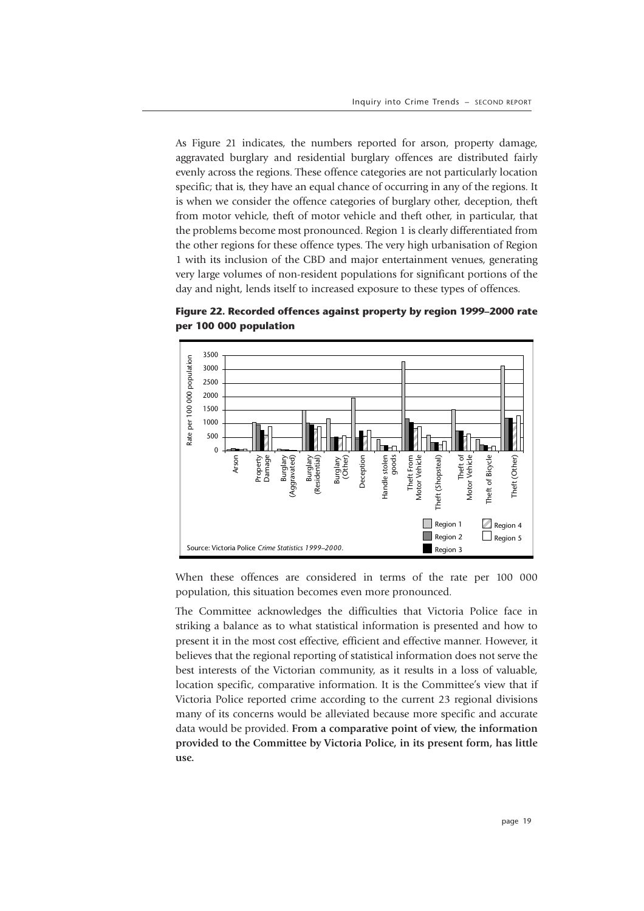As Figure 21 indicates, the numbers reported for arson, property damage, aggravated burglary and residential burglary offences are distributed fairly evenly across the regions. These offence categories are not particularly location specific; that is, they have an equal chance of occurring in any of the regions. It is when we consider the offence categories of burglary other, deception, theft from motor vehicle, theft of motor vehicle and theft other, in particular, that the problems become most pronounced. Region 1 is clearly differentiated from the other regions for these offence types. The very high urbanisation of Region 1 with its inclusion of the CBD and major entertainment venues, generating very large volumes of non-resident populations for significant portions of the day and night, lends itself to increased exposure to these types of offences.

**Figure 22. Recorded offences against property by region 1999–2000 rate per 100 000 population**

Source: Victoria Police *Crime Statistics 1999–2000*.

When these offences are considered in terms of the rate per 100 000 population, this situation becomes even more pronounced.

The Committee acknowledges the difficulties that Victoria Police face in striking a balance as to what statistical information is presented and how to present it in the most cost effective, efficient and effective manner. However, it believes that the regional reporting of statistical information does not serve the best interests of the Victorian community, as it results in a loss of valuable, location specific, comparative information. It is the Committee's view that if Victoria Police reported crime according to the current 23 regional divisions many of its concerns would be alleviated because more specific and accurate data would be provided. **From a comparative point of view, the information provided to the Committee by Victoria Police, in its present form, has little use.**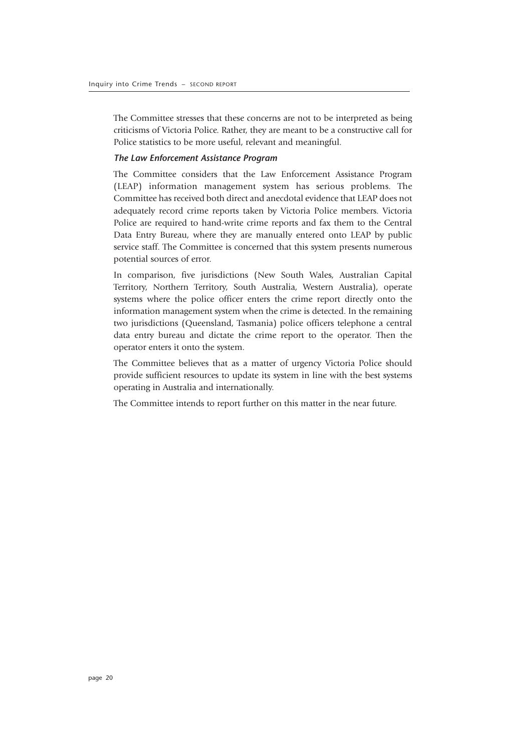The Committee stresses that these concerns are not to be interpreted as being criticisms of Victoria Police. Rather, they are meant to be a constructive call for Police statistics to be more useful, relevant and meaningful.

***The Law Enforcement Assistance Program***

The Committee considers that the Law Enforcement Assistance Program (LEAP) information management system has serious problems. The Committee has received both direct and anecdotal evidence that LEAP does not adequately record crime reports taken by Victoria Police members. Victoria Police are required to hand-write crime reports and fax them to the Central Data Entry Bureau, where they are manually entered onto LEAP by public service staff. The Committee is concerned that this system presents numerous potential sources of error.

In comparison, five jurisdictions (New South Wales, Australian Capital Territory, Northern Territory, South Australia, Western Australia), operate systems where the police officer enters the crime report directly onto the information management system when the crime is detected. In the remaining two jurisdictions (Queensland, Tasmania) police officers telephone a central data entry bureau and dictate the crime report to the operator. Then the operator enters it onto the system.

The Committee believes that as a matter of urgency Victoria Police should provide sufficient resources to update its system in line with the best systems operating in Australia and internationally.

The Committee intends to report further on this matter in the near future.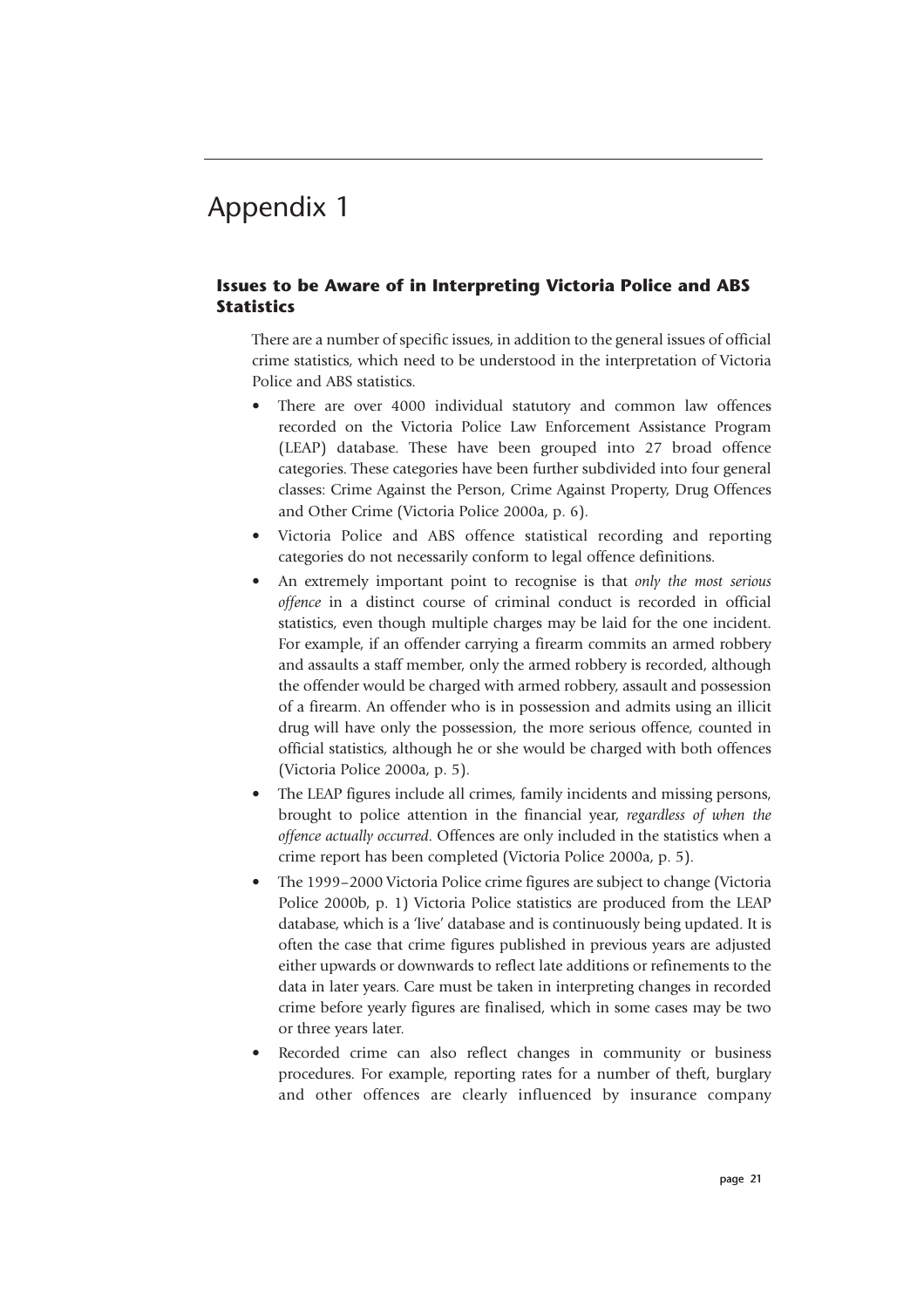# Appendix 1

### Issues to be Aware of in Interpreting Victoria Police and ABS Statistics

There are a number of specific issues, in addition to the general issues of official crime statistics, which need to be understood in the interpretation of Victoria Police and ABS statistics.

- There are over 4000 individual statutory and common law offences recorded on the Victoria Police Law Enforcement Assistance Program (LEAP) database. These have been grouped into 27 broad offence categories. These categories have been further subdivided into four general classes: Crime Against the Person, Crime Against Property, Drug Offences and Other Crime (Victoria Police 2000a, p. 6).
- Victoria Police and ABS offence statistical recording and reporting categories do not necessarily conform to legal offence definitions.
- An extremely important point to recognise is that *only the most serious offence* in a distinct course of criminal conduct is recorded in official statistics, even though multiple charges may be laid for the one incident. For example, if an offender carrying a firearm commits an armed robbery and assaults a staff member, only the armed robbery is recorded, although the offender would be charged with armed robbery, assault and possession of a firearm. An offender who is in possession and admits using an illicit drug will have only the possession, the more serious offence, counted in official statistics, although he or she would be charged with both offences (Victoria Police 2000a, p. 5).
- The LEAP figures include all crimes, family incidents and missing persons, brought to police attention in the financial year, *regardless of when the offence actually occurred*. Offences are only included in the statistics when a crime report has been completed (Victoria Police 2000a, p. 5).
- The 1999–2000 Victoria Police crime figures are subject to change (Victoria Police 2000b, p. 1) Victoria Police statistics are produced from the LEAP database, which is a 'live' database and is continuously being updated. It is often the case that crime figures published in previous years are adjusted either upwards or downwards to reflect late additions or refinements to the data in later years. Care must be taken in interpreting changes in recorded crime before yearly figures are finalised, which in some cases may be two or three years later.
- Recorded crime can also reflect changes in community or business procedures. For example, reporting rates for a number of theft, burglary and other offences are clearly influenced by insurance company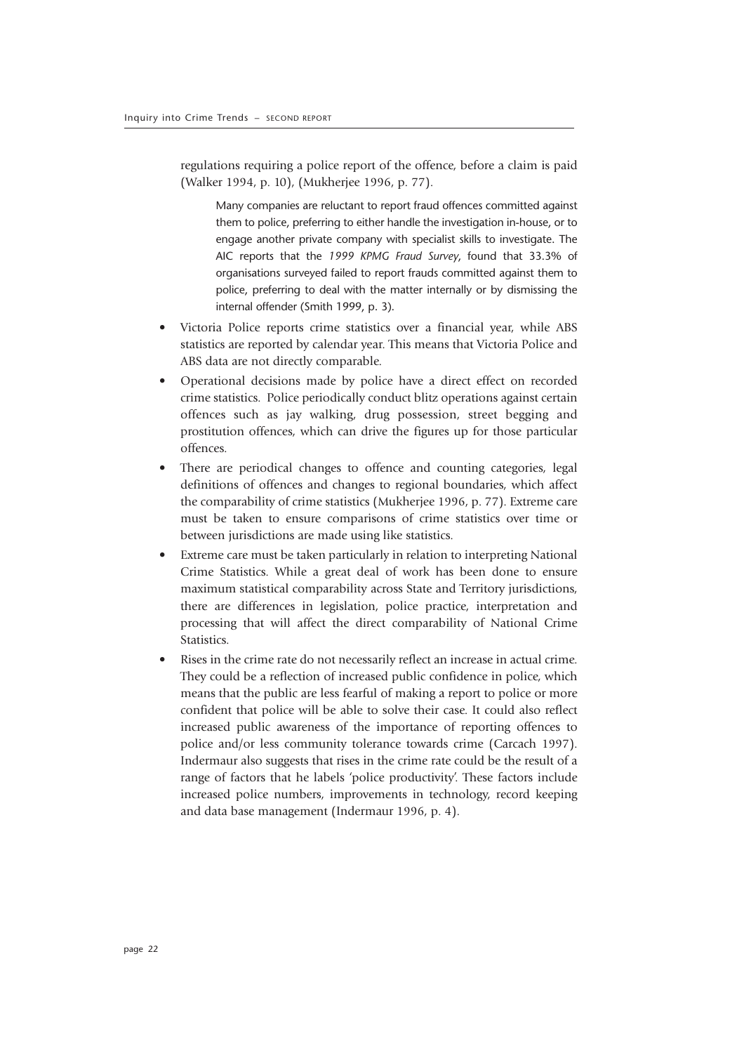regulations requiring a police report of the offence, before a claim is paid (Walker 1994, p. 10), (Mukherjee 1996, p. 77).

> Many companies are reluctant to report fraud offences committed against them to police, preferring to either handle the investigation in-house, or to engage another private company with specialist skills to investigate. The AIC reports that the *1999 KPMG Fraud Survey*, found that 33.3% of organisations surveyed failed to report frauds committed against them to police, preferring to deal with the matter internally or by dismissing the internal offender (Smith 1999, p. 3).

- Victoria Police reports crime statistics over a financial year, while ABS statistics are reported by calendar year. This means that Victoria Police and ABS data are not directly comparable.
- Operational decisions made by police have a direct effect on recorded crime statistics. Police periodically conduct blitz operations against certain offences such as jay walking, drug possession, street begging and prostitution offences, which can drive the figures up for those particular offences.
- There are periodical changes to offence and counting categories, legal definitions of offences and changes to regional boundaries, which affect the comparability of crime statistics (Mukherjee 1996, p. 77). Extreme care must be taken to ensure comparisons of crime statistics over time or between jurisdictions are made using like statistics.
- Extreme care must be taken particularly in relation to interpreting National Crime Statistics. While a great deal of work has been done to ensure maximum statistical comparability across State and Territory jurisdictions, there are differences in legislation, police practice, interpretation and processing that will affect the direct comparability of National Crime Statistics.
- Rises in the crime rate do not necessarily reflect an increase in actual crime. They could be a reflection of increased public confidence in police, which means that the public are less fearful of making a report to police or more confident that police will be able to solve their case. It could also reflect increased public awareness of the importance of reporting offences to police and/or less community tolerance towards crime (Carcach 1997). Indermaur also suggests that rises in the crime rate could be the result of a range of factors that he labels 'police productivity'. These factors include increased police numbers, improvements in technology, record keeping and data base management (Indermaur 1996, p. 4).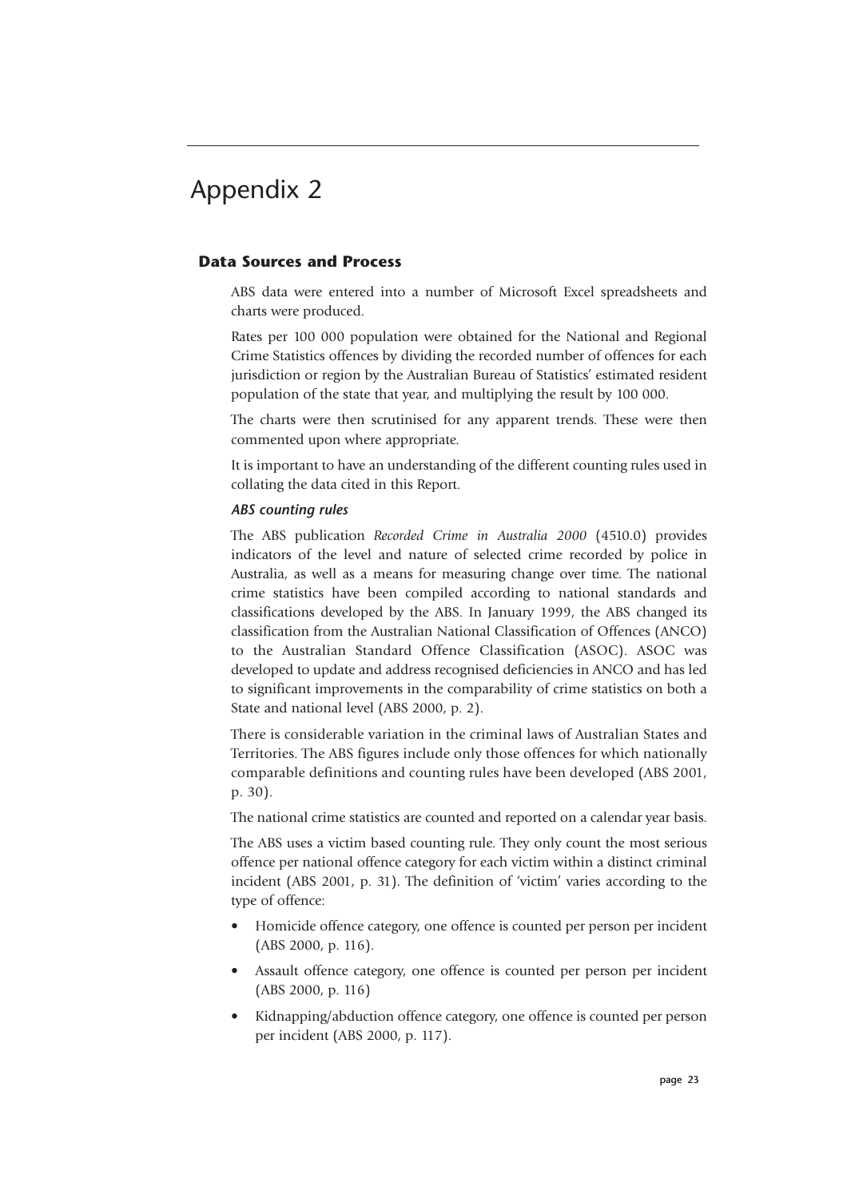# Appendix 2

## Data Sources and Process

ABS data were entered into a number of Microsoft Excel spreadsheets and charts were produced.

Rates per 100 000 population were obtained for the National and Regional Crime Statistics offences by dividing the recorded number of offences for each jurisdiction or region by the Australian Bureau of Statistics' estimated resident population of the state that year, and multiplying the result by 100 000.

The charts were then scrutinised for any apparent trends. These were then commented upon where appropriate.

It is important to have an understanding of the different counting rules used in collating the data cited in this Report.

### *ABS counting rules*

The ABS publication *Recorded Crime in Australia 2000* (4510.0) provides indicators of the level and nature of selected crime recorded by police in Australia, as well as a means for measuring change over time. The national crime statistics have been compiled according to national standards and classifications developed by the ABS. In January 1999, the ABS changed its classification from the Australian National Classification of Offences (ANCO) to the Australian Standard Offence Classification (ASOC). ASOC was developed to update and address recognised deficiencies in ANCO and has led to significant improvements in the comparability of crime statistics on both a State and national level (ABS 2000, p. 2).

There is considerable variation in the criminal laws of Australian States and Territories. The ABS figures include only those offences for which nationally comparable definitions and counting rules have been developed (ABS 2001, p. 30).

The national crime statistics are counted and reported on a calendar year basis.

The ABS uses a victim based counting rule. They only count the most serious offence per national offence category for each victim within a distinct criminal incident (ABS 2001, p. 31). The definition of 'victim' varies according to the type of offence:

- Homicide offence category, one offence is counted per person per incident (ABS 2000, p. 116).
- Assault offence category, one offence is counted per person per incident (ABS 2000, p. 116)
- Kidnapping/abduction offence category, one offence is counted per person per incident (ABS 2000, p. 117).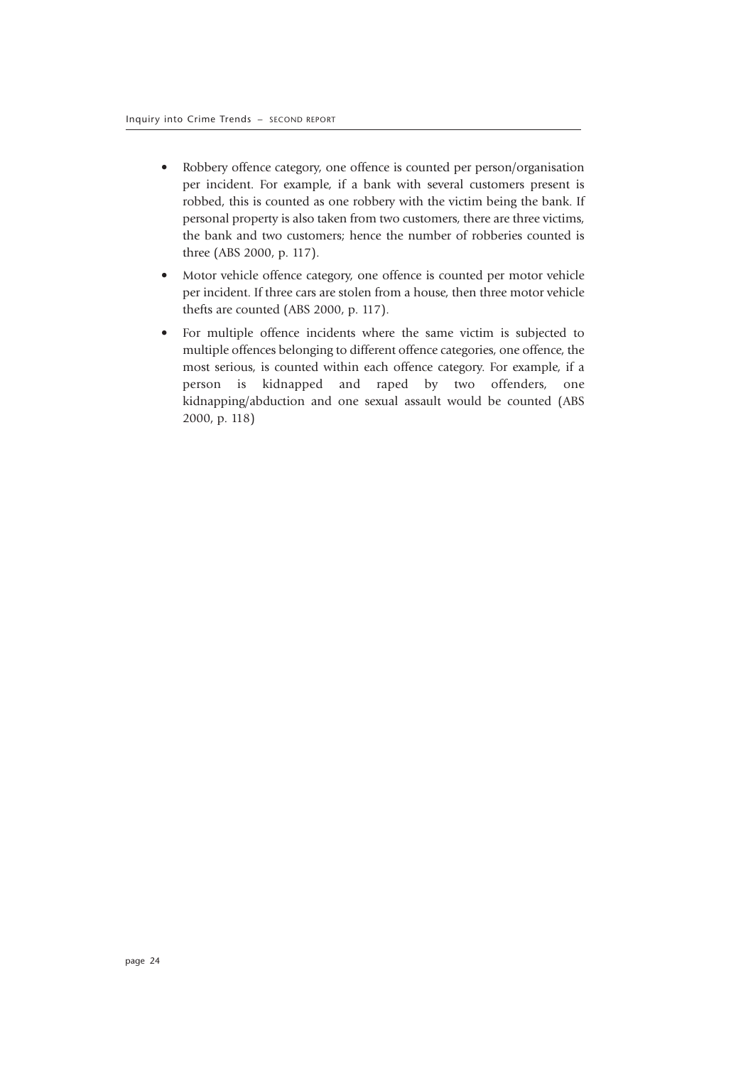- Robbery offence category, one offence is counted per person/organisation per incident. For example, if a bank with several customers present is robbed, this is counted as one robbery with the victim being the bank. If personal property is also taken from two customers, there are three victims, the bank and two customers; hence the number of robberies counted is three (ABS 2000, p. 117).
- Motor vehicle offence category, one offence is counted per motor vehicle per incident. If three cars are stolen from a house, then three motor vehicle thefts are counted (ABS 2000, p. 117).
- For multiple offence incidents where the same victim is subjected to multiple offences belonging to different offence categories, one offence, the most serious, is counted within each offence category. For example, if a person is kidnapped and raped by two offenders, one kidnapping/abduction and one sexual assault would be counted (ABS 2000, p. 118)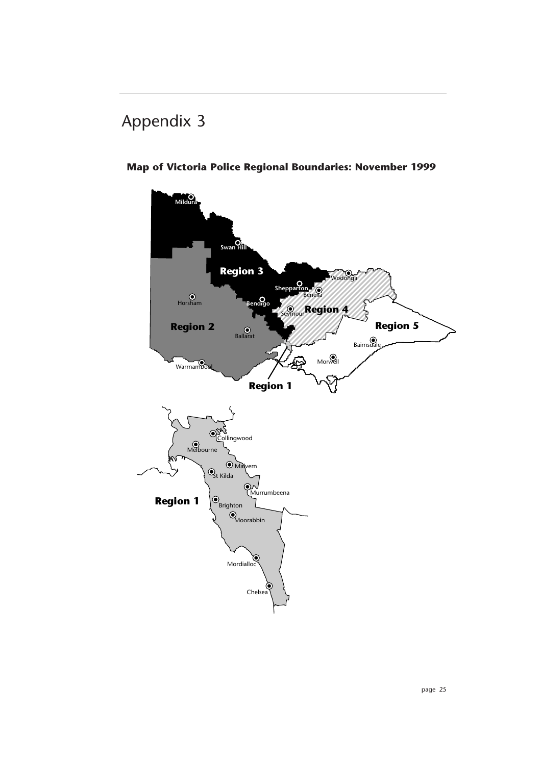# Appendix 3

**Map of Victoria Police Regional Boundaries: November 1999**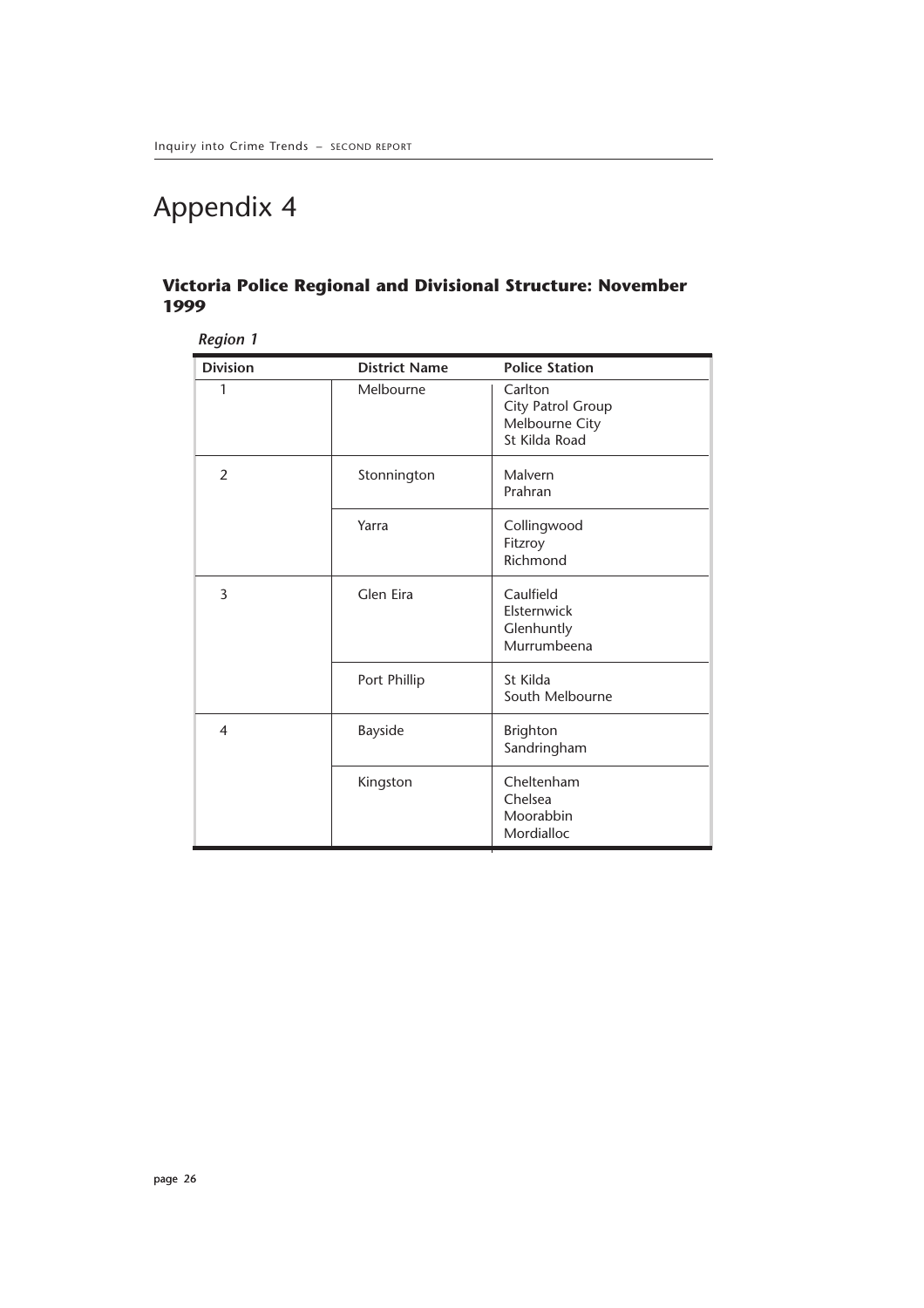# Appendix 4

## Victoria Police Regional and Divisional Structure: November 1999

*Region 1*

| Division | District Name | Police Station |
|---|---|---|
| 1 | Melbourne | Carlton<br>City Patrol Group<br>Melbourne City<br>St Kilda Road |
| 2 | Stonnington | Malvern<br>Prahran |
| | Yarra | Collingwood<br>Fitzroy<br>Richmond |
| 3 | Glen Eira | Caulfield<br>Elsternwick<br>Glenhuntly<br>Murrumbeena |
| | Port Phillip | St Kilda<br>South Melbourne |
| 4 | Bayside | Brighton<br>Sandringham |
| | Kingston | Cheltenham<br>Chelsea<br>Moorabbin<br>Mordialloc |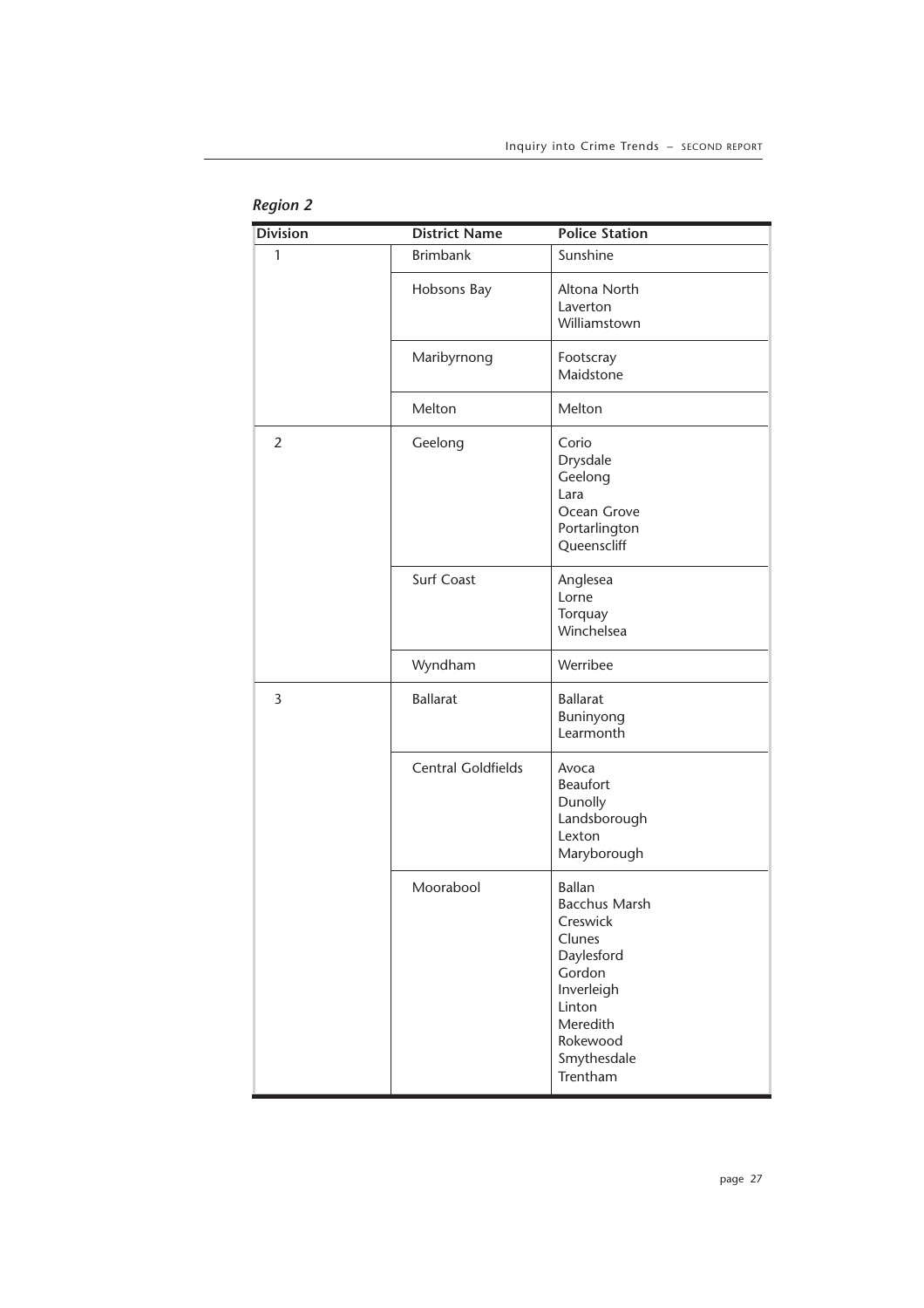*Region 2*

| Division | District Name | Police Station |
|---|---|---|
| 1 | Brimbank | Sunshine |
| | Hobsons Bay | Altona North<br>Laverton<br>Williamstown |
| | Maribyrnong | Footscray<br>Maidstone |
| | Melton | Melton |
| 2 | Geelong | Corio<br>Drysdale<br>Geelong<br>Lara<br>Ocean Grove<br>Portarlington<br>Queenscliff |
| | Surf Coast | Anglesea<br>Lorne<br>Torquay<br>Winchelsea |
| | Wyndham | Werribee |
| 3 | Ballarat | Ballarat<br>Buninyong<br>Learmonth |
| | Central Goldfields | Avoca<br>Beaufort<br>Dunolly<br>Landsborough<br>Lexton<br>Maryborough |
| | Moorabool | Ballan<br>Bacchus Marsh<br>Creswick<br>Clunes<br>Daylesford<br>Gordon<br>Inverleigh<br>Linton<br>Meredith<br>Rokewood<br>Smythesdale<br>Trentham |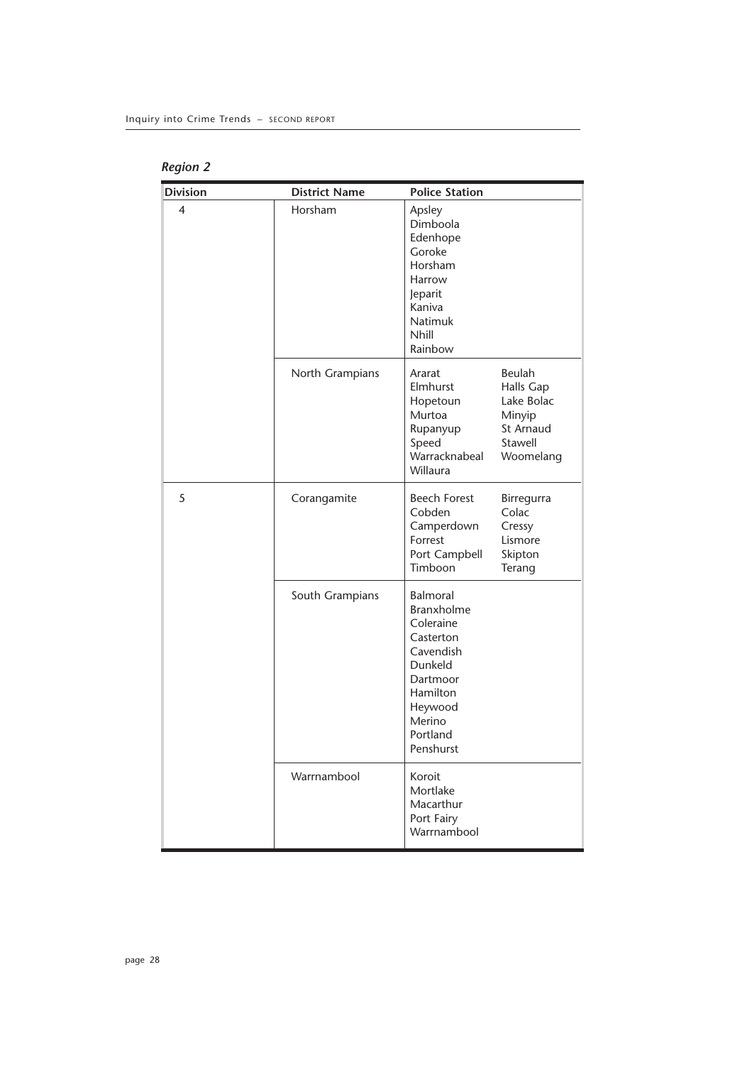*Region 2*

| Division | District Name | Police Station |
|---|---|---|
| 4 | Horsham | Apsley<br>Dimboola<br>Edenhope<br>Goroke<br>Horsham<br>Harrow<br>Jeparit<br>Kaniva<br>Natimuk<br>Nhill<br>Rainbow |
| | North Grampians | Ararat<br>Elmhurst<br>Hopetoun<br>Murtoa<br>Rupanyup<br>Speed<br>Warracknabeal<br>Willaura<br>Beulah<br>Halls Gap<br>Lake Bolac<br>Minyip<br>St Arnaud<br>Stawell<br>Woomelang |
| 5 | Corangamite | Beech Forest<br>Cobden<br>Camperdown<br>Forrest<br>Port Campbell<br>Timboon<br>Birregurra<br>Colac<br>Cressy<br>Lismore<br>Skipton<br>Terang |
| | South Grampians | Balmoral<br>Branxholme<br>Coleraine<br>Casterton<br>Cavendish<br>Dunkeld<br>Dartmoor<br>Hamilton<br>Heywood<br>Merino<br>Portland<br>Penshurst |
| | Warrnambool | Koroit<br>Mortlake<br>Macarthur<br>Port Fairy<br>Warrnambool |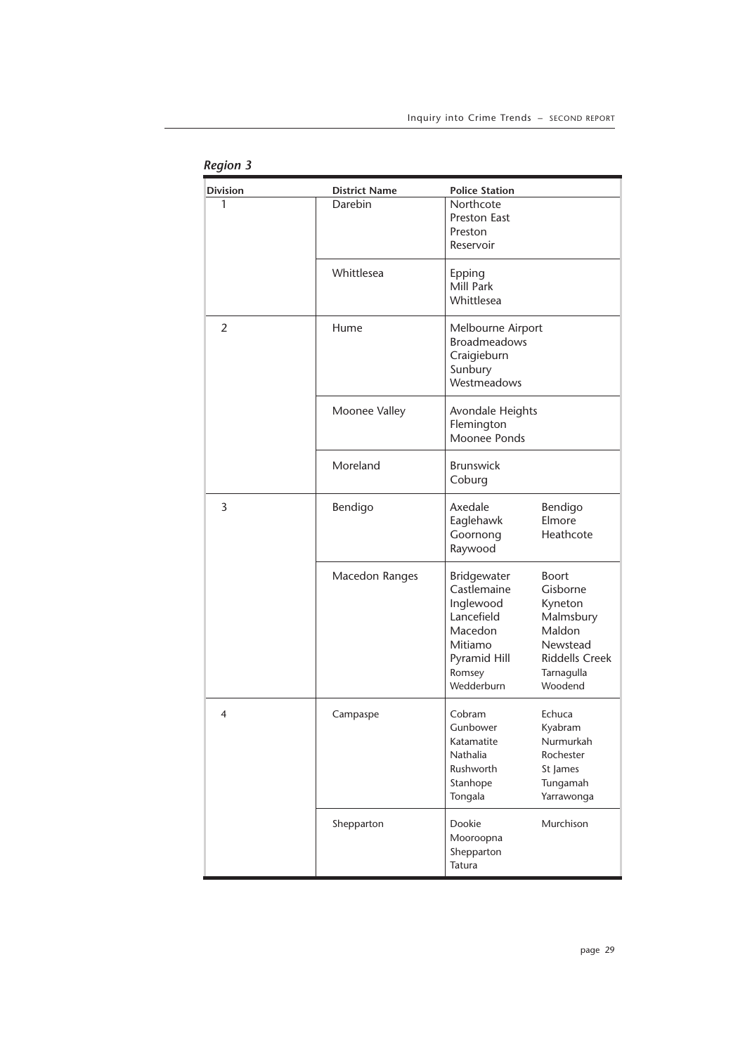*Region 3*

| Division | District Name | Police Station | |
|---|---|---|---|
| 1 | Darebin | Northcote<br>Preston East<br>Preston<br>Reservoir | |
| | Whittlesea | Epping<br>Mill Park<br>Whittlesea | |
| 2 | Hume | Melbourne Airport<br>Broadmeadows<br>Craigieburn<br>Sunbury<br>Westmeadows | |
| | Moonee Valley | Avondale Heights<br>Flemington<br>Moonee Ponds | |
| | Moreland | Brunswick<br>Coburg | |
| 3 | Bendigo | Axedale<br>Eaglehawk<br>Goornong<br>Raywood | Bendigo<br>Elmore<br>Heathcote |
| | Macedon Ranges | Bridgewater<br>Castlemaine<br>Inglewood<br>Lancefield<br>Macedon<br>Mitiamo<br>Pyramid Hill<br>Romsey<br>Wedderburn | Boort<br>Gisborne<br>Kyneton<br>Malmsbury<br>Maldon<br>Newstead<br>Riddells Creek<br>Tarnagulla<br>Woodend |
| 4 | Campaspe | Cobram<br>Gunbower<br>Katamatite<br>Nathalia<br>Rushworth<br>Stanhope<br>Tongala | Echuca<br>Kyabram<br>Nurmurkah<br>Rochester<br>St James<br>Tungamah<br>Yarrawonga |
| | Shepparton | Dookie<br>Mooroopna<br>Shepparton<br>Tatura | Murchison |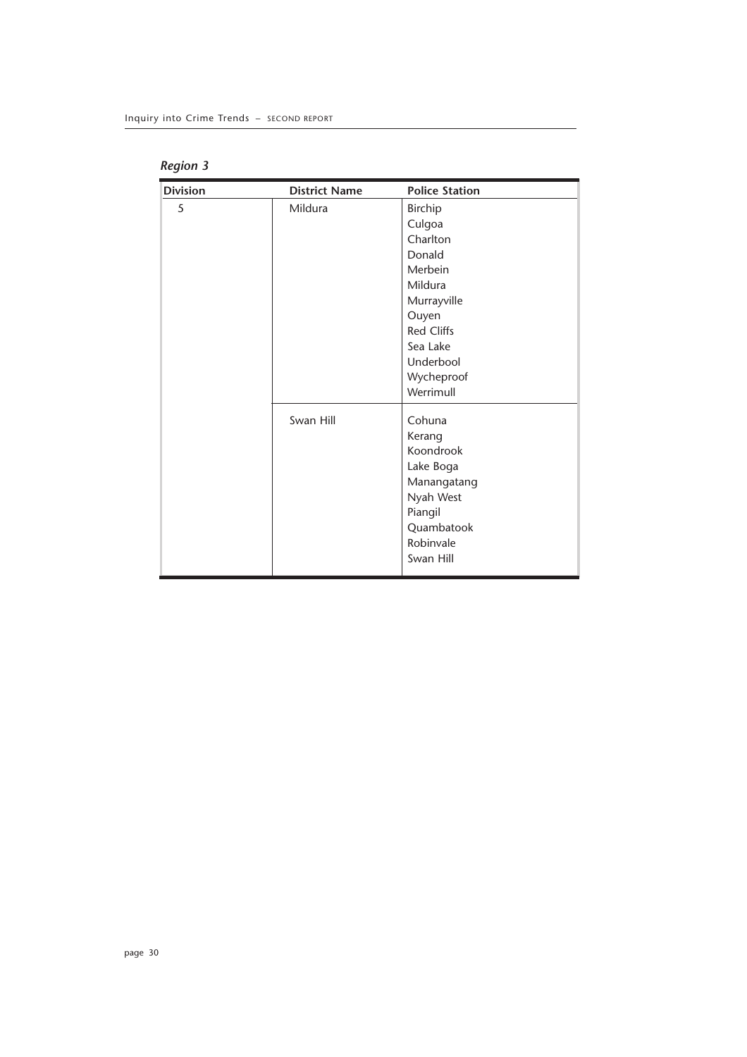*Region 3*

| Division | District Name | Police Station |
|---|---|---|
| 5 | Mildura | Birchip |
| | | Culgoa |
| | | Charlton |
| | | Donald |
| | | Merbein |
| | | Mildura |
| | | Murrayville |
| | | Ouyen |
| | | Red Cliffs |
| | | Sea Lake |
| | | Underbool |
| | | Wycheproof |
| | | Werrimull |
| | Swan Hill | Cohuna |
| | | Kerang |
| | | Koondrook |
| | | Lake Boga |
| | | Manangatang |
| | | Nyah West |
| | | Piangil |
| | | Quambatook |
| | | Robinvale |
| | | Swan Hill |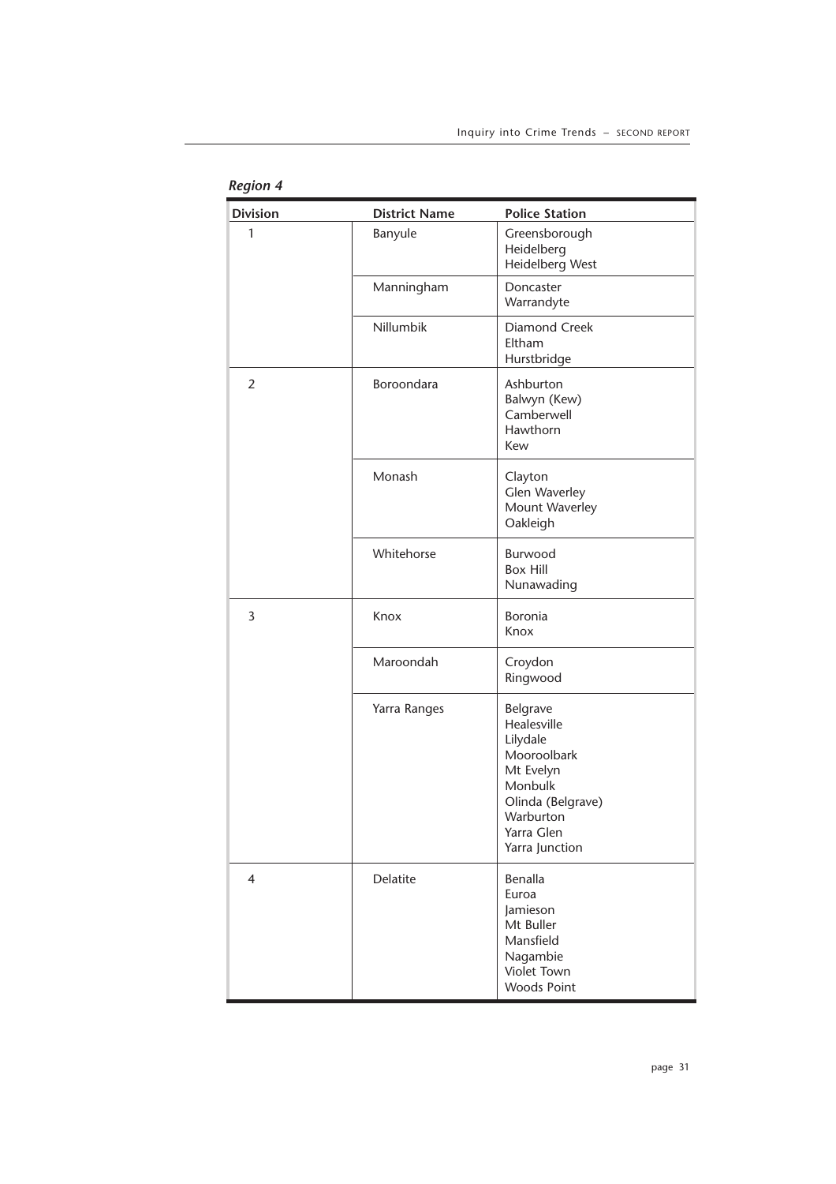*Region 4*

| Division | District Name | Police Station |
|---|---|---|
| 1 | Banyule | Greensborough<br>Heidelberg<br>Heidelberg West |
| | Manningham | Doncaster<br>Warrandyte |
| | Nillumbik | Diamond Creek<br>Eltham<br>Hurstbridge |
| 2 | Boroondara | Ashburton<br>Balwyn (Kew)<br>Camberwell<br>Hawthorn<br>Kew |
| | Monash | Clayton<br>Glen Waverley<br>Mount Waverley<br>Oakleigh |
| | Whitehorse | Burwood<br>Box Hill<br>Nunawading |
| 3 | Knox | Boronia<br>Knox |
| | Maroondah | Croydon<br>Ringwood |
| | Yarra Ranges | Belgrave<br>Healesville<br>Lilydale<br>Mooroolbark<br>Mt Evelyn<br>Monbulk<br>Olinda (Belgrave)<br>Warburton<br>Yarra Glen<br>Yarra Junction |
| 4 | Delatite | Benalla<br>Euroa<br>Jamieson<br>Mt Buller<br>Mansfield<br>Nagambie<br>Violet Town<br>Woods Point |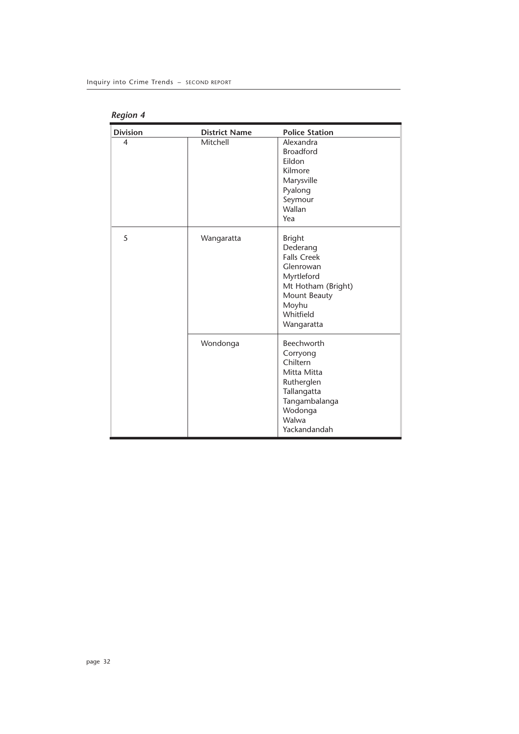*Region 4*

| Division | District Name | Police Station |
|---|---|---|
| 4 | Mitchell | Alexandra<br>Broadford<br>Eildon<br>Kilmore<br>Marysville<br>Pyalong<br>Seymour<br>Wallan<br>Yea |
| 5 | Wangaratta | Bright<br>Dederang<br>Falls Creek<br>Glenrowan<br>Myrtleford<br>Mt Hotham (Bright)<br>Mount Beauty<br>Moyhu<br>Whitfield<br>Wangaratta |
| | Wondonga | Beechworth<br>Corryong<br>Chiltern<br>Mitta Mitta<br>Rutherglen<br>Tallangatta<br>Tangambalanga<br>Wodonga<br>Walwa<br>Yackandandah |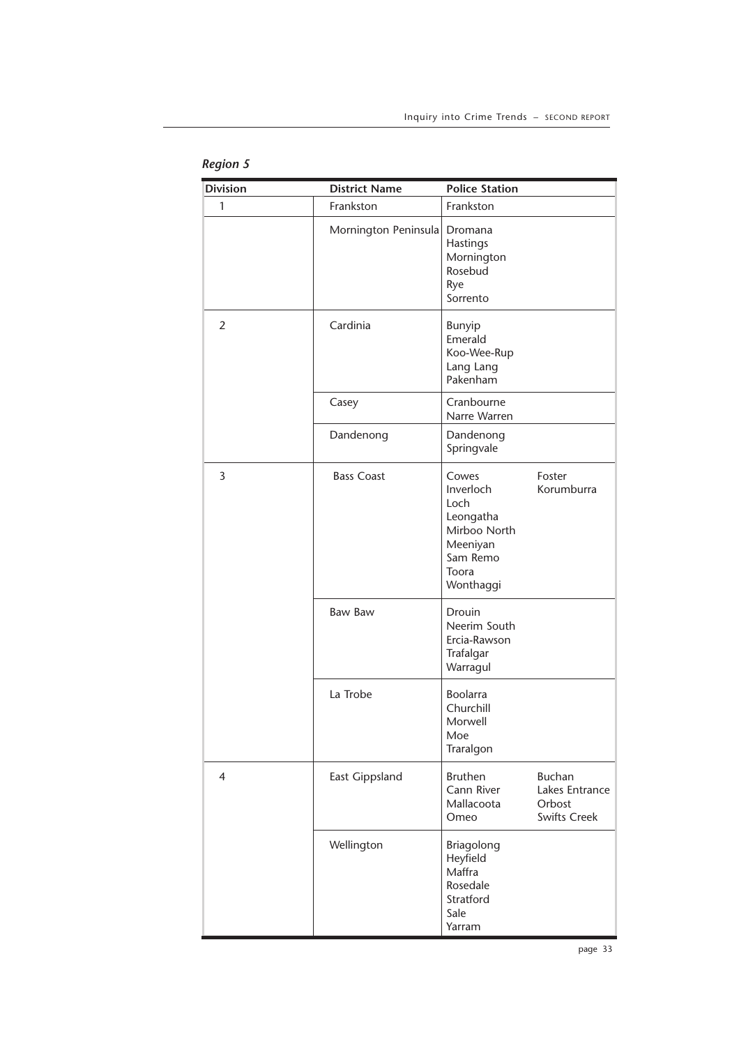*Region 5*

| Division | District Name | Police Station |
|---|---|---|
| 1 | Frankston | Frankston |
| | Mornington Peninsula | Dromana<br>Hastings<br>Mornington<br>Rosebud<br>Rye<br>Sorrento |
| 2 | Cardinia | Bunyip<br>Emerald<br>Koo-Wee-Rup<br>Lang Lang<br>Pakenham |
| | Casey | Cranbourne<br>Narre Warren |
| | Dandenong | Dandenong<br>Springvale |
| 3 | Bass Coast | Cowes<br>Inverloch<br>Loch<br>Leongatha<br>Mirboo North<br>Meeniyan<br>Sam Remo<br>Toora<br>Wonthaggi<br>Foster<br>Korumburra |
| | Baw Baw | Drouin<br>Neerim South<br>Ercia-Rawson<br>Trafalgar<br>Warragul |
| | La Trobe | Boolarra<br>Churchill<br>Morwell<br>Moe<br>Traralgon |
| 4 | East Gippsland | Bruthen<br>Cann River<br>Mallacoota<br>Omeo<br>Buchan<br>Lakes Entrance<br>Orbost<br>Swifts Creek |
| | Wellington | Briagolong<br>Heyfield<br>Maffra<br>Rosedale<br>Stratford<br>Sale<br>Yarram |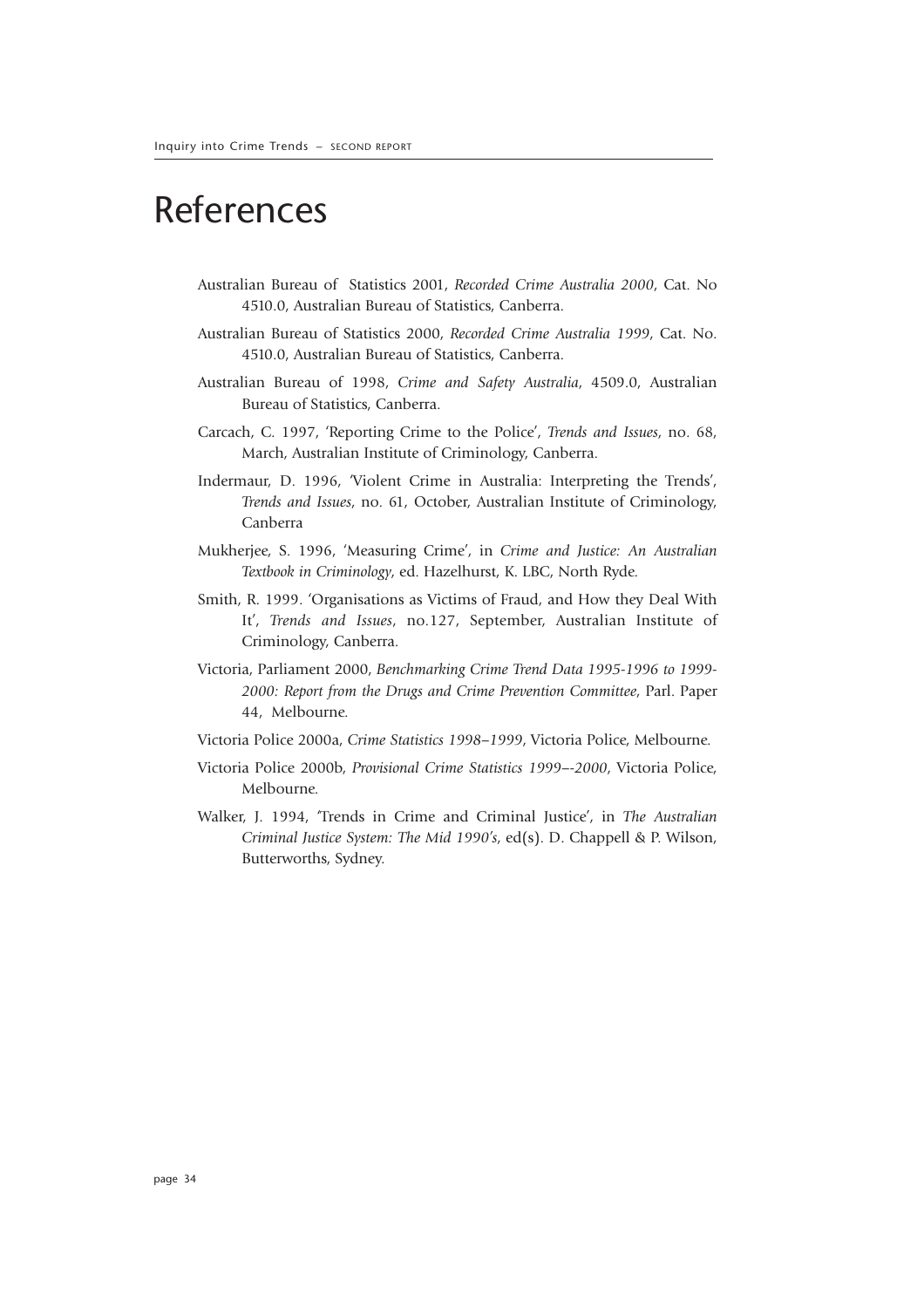# References

Australian Bureau of Statistics 2001, *Recorded Crime Australia 2000*, Cat. No 4510.0, Australian Bureau of Statistics, Canberra.

Australian Bureau of Statistics 2000, *Recorded Crime Australia 1999*, Cat. No. 4510.0, Australian Bureau of Statistics, Canberra.

Australian Bureau of 1998, *Crime and Safety Australia*, 4509.0, Australian Bureau of Statistics, Canberra.

Carcach, C. 1997, 'Reporting Crime to the Police', *Trends and Issues*, no. 68, March, Australian Institute of Criminology, Canberra.

Indermaur, D. 1996, 'Violent Crime in Australia: Interpreting the Trends', *Trends and Issues*, no. 61, October, Australian Institute of Criminology, Canberra

Mukherjee, S. 1996, 'Measuring Crime', in *Crime and Justice: An Australian Textbook in Criminology*, ed. Hazelhurst, K. LBC, North Ryde.

Smith, R. 1999. 'Organisations as Victims of Fraud, and How they Deal With It', *Trends and Issues*, no.127, September, Australian Institute of Criminology, Canberra.

Victoria, Parliament 2000, *Benchmarking Crime Trend Data 1995-1996 to 1999-2000: Report from the Drugs and Crime Prevention Committee*, Parl. Paper 44, Melbourne.

Victoria Police 2000a, *Crime Statistics 1998–1999*, Victoria Police, Melbourne.

Victoria Police 2000b, *Provisional Crime Statistics 1999–-2000*, Victoria Police, Melbourne.

Walker, J. 1994, 'Trends in Crime and Criminal Justice', in *The Australian Criminal Justice System: The Mid 1990's*, ed(s). D. Chappell & P. Wilson, Butterworths, Sydney.